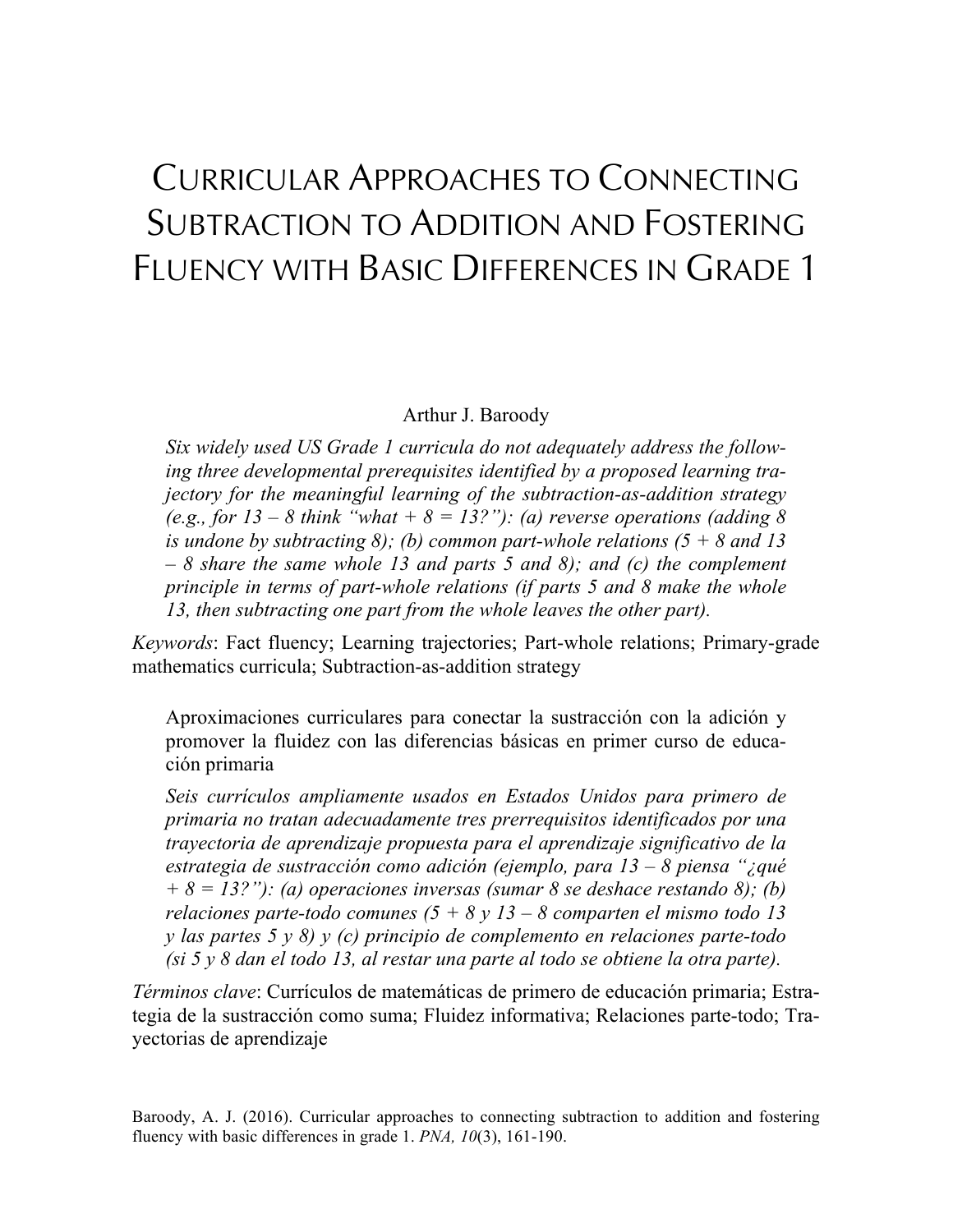# Curricular Approaches to Connecting Subtraction to Addition and Fostering Fluency with Basic Differences in Grade 1

Arthur J. Baroody

*Six widely used US Grade 1 curricula do not adequately address the following three developmental prerequisites identified by a proposed learning trajectory for the meaningful learning of the subtraction-as-addition strategy (e.g., for 13 – 8 think "what + 8 = 13?"): (a) reverse operations (adding 8 is undone by subtracting 8); (b) common part-whole relations (5 + 8 and 13 – 8 share the same whole 13 and parts 5 and 8); and (c) the complement principle in terms of part-whole relations (if parts 5 and 8 make the whole 13, then subtracting one part from the whole leaves the other part).*

*Keywords*: Fact fluency; Learning trajectories; Part-whole relations; Primary-grade mathematics curricula; Subtraction-as-addition strategy

Aproximaciones curriculares para conectar la sustracción con la adición y promover la fluidez con las diferencias básicas en primer curso de educación primaria

*Seis currículos ampliamente usados en Estados Unidos para primero de primaria no tratan adecuadamente tres prerrequisitos identificados por una trayectoria de aprendizaje propuesta para el aprendizaje significativo de la estrategia de sustracción como adición (ejemplo, para 13 – 8 piensa "¿qué + 8 = 13?"): (a) operaciones inversas (sumar 8 se deshace restando 8); (b) relaciones parte-todo comunes (5 + 8 y 13 – 8 comparten el mismo todo 13 y las partes 5 y 8) y (c) principio de complemento en relaciones parte-todo (si 5 y 8 dan el todo 13, al restar una parte al todo se obtiene la otra parte).*

*Términos clave*: Currículos de matemáticas de primero de educación primaria; Estrategia de la sustracción como suma; Fluidez informativa; Relaciones parte-todo; Trayectorias de aprendizaje

Baroody, A. J. (2016). Curricular approaches to connecting subtraction to addition and fostering fluency with basic differences in grade 1. *PNA, 10*(3), 161-190.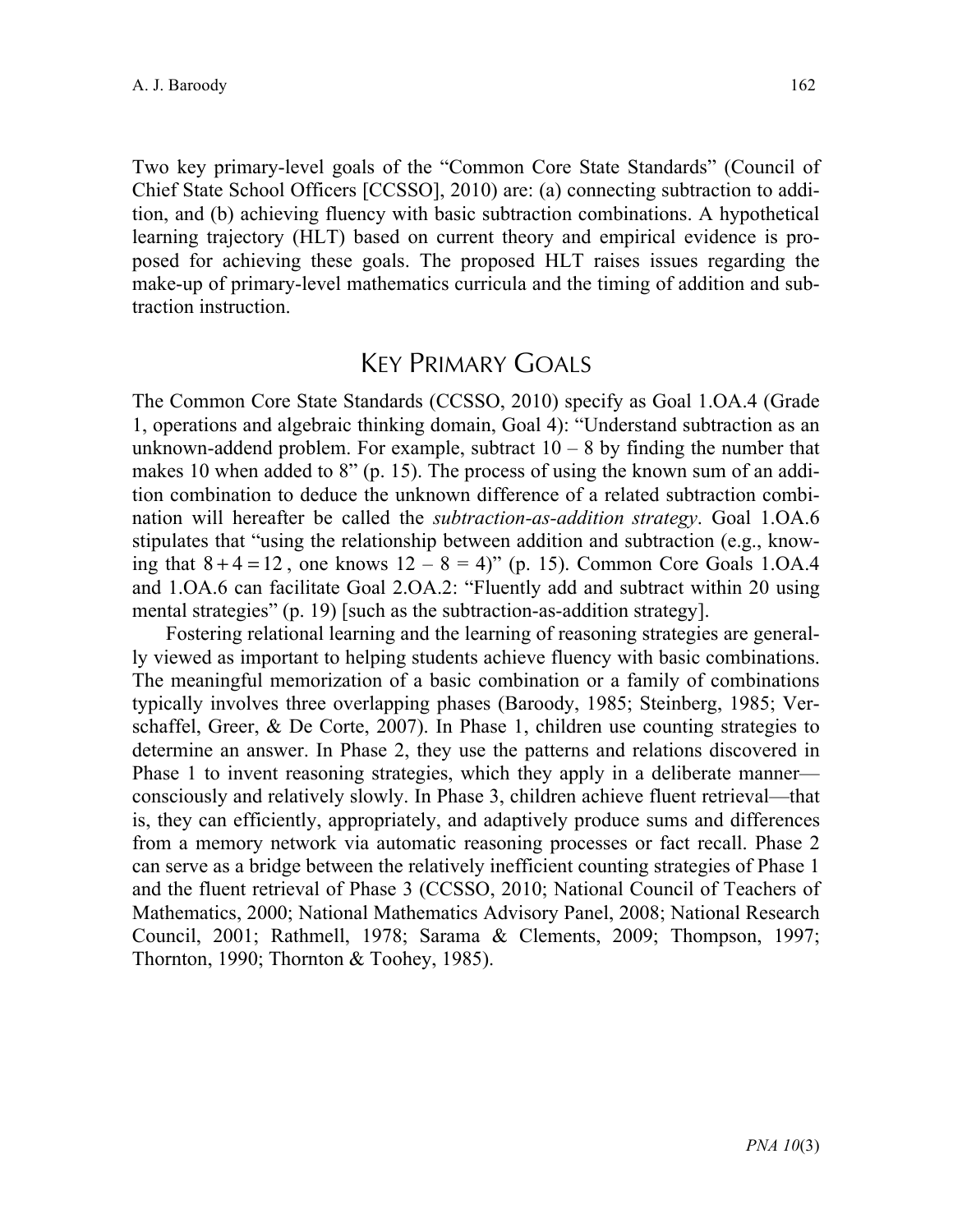Two key primary-level goals of the "Common Core State Standards" (Council of Chief State School Officers [CCSSO], 2010) are: (a) connecting subtraction to addition, and (b) achieving fluency with basic subtraction combinations. A hypothetical learning trajectory (HLT) based on current theory and empirical evidence is proposed for achieving these goals. The proposed HLT raises issues regarding the make-up of primary-level mathematics curricula and the timing of addition and subtraction instruction.

## KEY PRIMARY GOALS

The Common Core State Standards (CCSSO, 2010) specify as Goal 1.OA.4 (Grade 1, operations and algebraic thinking domain, Goal 4): "Understand subtraction as an unknown-addend problem. For example, subtract $10 - 8$ by finding the number that makes 10 when added to 8" (p. 15). The process of using the known sum of an addition combination to deduce the unknown difference of a related subtraction combination will hereafter be called the *subtraction-as-addition strategy*. Goal 1.OA.6 stipulates that "using the relationship between addition and subtraction (e.g., knowing that $8+4=12$, one knows $12 - 8 = 4$)" (p. 15). Common Core Goals 1.OA.4 and 1.OA.6 can facilitate Goal 2.OA.2: "Fluently add and subtract within 20 using mental strategies" (p. 19) [such as the subtraction-as-addition strategy].

Fostering relational learning and the learning of reasoning strategies are generally viewed as important to helping students achieve fluency with basic combinations. The meaningful memorization of a basic combination or a family of combinations typically involves three overlapping phases (Baroody, 1985; Steinberg, 1985; Verschaffel, Greer, & De Corte, 2007). In Phase 1, children use counting strategies to determine an answer. In Phase 2, they use the patterns and relations discovered in Phase 1 to invent reasoning strategies, which they apply in a deliberate manner—consciously and relatively slowly. In Phase 3, children achieve fluent retrieval—that is, they can efficiently, appropriately, and adaptively produce sums and differences from a memory network via automatic reasoning processes or fact recall. Phase 2 can serve as a bridge between the relatively inefficient counting strategies of Phase 1 and the fluent retrieval of Phase 3 (CCSSO, 2010; National Council of Teachers of Mathematics, 2000; National Mathematics Advisory Panel, 2008; National Research Council, 2001; Rathmell, 1978; Sarama & Clements, 2009; Thompson, 1997; Thornton, 1990; Thornton & Toohey, 1985).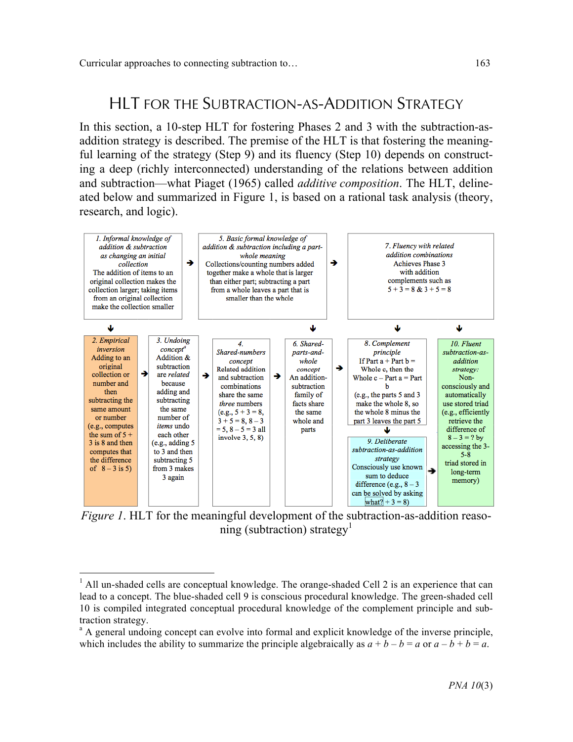# HLT FOR THE SUBTRACTION-AS-ADDITION STRATEGY

In this section, a 10-step HLT for fostering Phases 2 and 3 with the subtraction-as-addition strategy is described. The premise of the HLT is that fostering the meaningful learning of the strategy (Step 9) and its fluency (Step 10) depends on constructing a deep (richly interconnected) understanding of the relations between addition and subtraction—what Piaget (1965) called *additive composition*. The HLT, delineated below and summarized in Figure 1, is based on a rational task analysis (theory, research, and logic).

*1. Informal knowledge of addition & subtraction as changing an initial collection*
The addition of items to an original collection makes the collection larger; taking items from an original collection make the collection smaller

→

*5. Basic formal knowledge of addition & subtraction including a part-whole meaning*
Collections/counting numbers added together make a whole that is larger than either part; subtracting a part from a whole leaves a part that is smaller than the whole

→

*7. Fluency with related addition combinations*
Achieves Phase 3 with addition complements such as 5 + 3 = 8 & 3 + 5 = 8

*2. Empirical inversion*
Adding to an original collection or number and then subtracting the same amount or number (e.g., computes the sum of 5 + 3 is 8 and then computes that the difference of 8 – 3 is 5)

→

*3. Undoing concept*[a]
Addition & subtraction are *related* because adding and subtracting the same number of *items* undo each other (e.g., adding 5 to 3 and then subtracting 5 from 3 makes 3 again

→

*4. Shared-numbers concept*
Related addition and subtraction combinations share the same *three* numbers (e.g., 5 + 3 = 8, 3 + 5 = 8, 8 – 3 = 5, 8 – 5 = 3 all involve 3, 5, 8)

*6. Shared-parts-and-whole concept*
An addition-subtraction family of facts share the same whole and parts

→

*8. Complement principle*
If Part a + Part b = Whole c, then the Whole c – Part a = Part b
(e.g., the parts 5 and 3 make the whole 8, so the whole 8 minus the part 3 leaves the part 5

↓

*9. Deliberate subtraction-as-addition strategy*
Consciously use known sum to deduce difference (e.g., 8 – 3 can be solved by asking what? + 3 = 8)

→

*10. Fluent subtraction-as-addition strategy:*
Non-consciously and automatically use stored triad (e.g., efficiently retrieve the difference of 8 – 3 = ? by accessing the 3-5-8 triad stored in long-term memory)

*Figure 1*. HLT for the meaningful development of the subtraction-as-addition reasoning (subtraction) strategy[1]

---

[1] All un-shaded cells are conceptual knowledge. The orange-shaded Cell 2 is an experience that can lead to a concept. The blue-shaded cell 9 is conscious procedural knowledge. The green-shaded cell 10 is compiled integrated conceptual procedural knowledge of the complement principle and subtraction strategy.

[a] A general undoing concept can evolve into formal and explicit knowledge of the inverse principle, which includes the ability to summarize the principle algebraically as $a + b - b = a$ or $a - b + b = a$.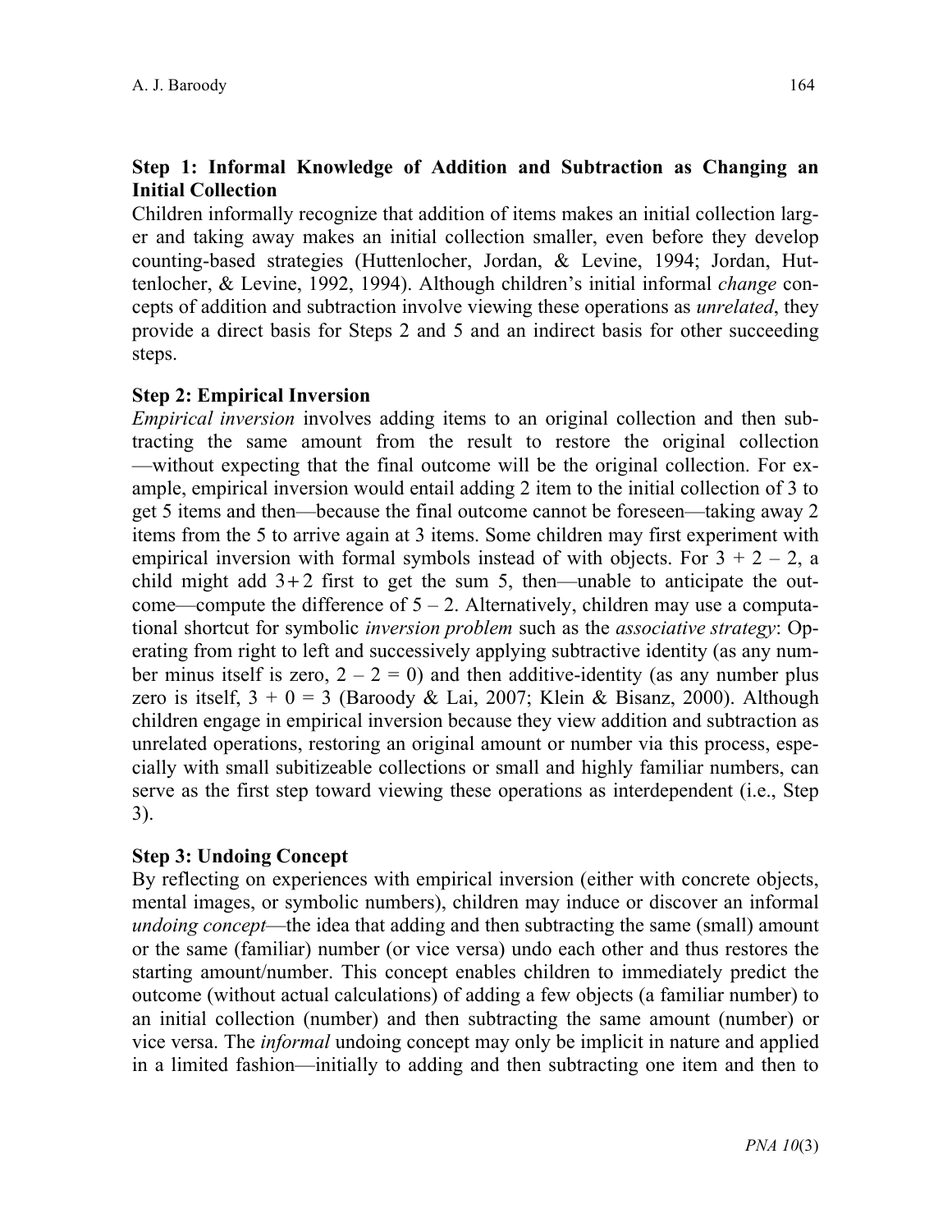**Step 1: Informal Knowledge of Addition and Subtraction as Changing an Initial Collection**

Children informally recognize that addition of items makes an initial collection larger and taking away makes an initial collection smaller, even before they develop counting-based strategies (Huttenlocher, Jordan, & Levine, 1994; Jordan, Huttenlocher, & Levine, 1992, 1994). Although children's initial informal *change* concepts of addition and subtraction involve viewing these operations as *unrelated*, they provide a direct basis for Steps 2 and 5 and an indirect basis for other succeeding steps.

**Step 2: Empirical Inversion**

*Empirical inversion* involves adding items to an original collection and then subtracting the same amount from the result to restore the original collection —without expecting that the final outcome will be the original collection. For example, empirical inversion would entail adding 2 item to the initial collection of 3 to get 5 items and then—because the final outcome cannot be foreseen—taking away 2 items from the 5 to arrive again at 3 items. Some children may first experiment with empirical inversion with formal symbols instead of with objects. For $3 + 2 – 2$, a child might add $3+2$ first to get the sum 5, then—unable to anticipate the outcome—compute the difference of $5 – 2$. Alternatively, children may use a computational shortcut for symbolic *inversion problem* such as the *associative strategy*: Operating from right to left and successively applying subtractive identity (as any number minus itself is zero, $2 – 2 = 0$) and then additive-identity (as any number plus zero is itself, $3 + 0 = 3$ (Baroody & Lai, 2007; Klein & Bisanz, 2000). Although children engage in empirical inversion because they view addition and subtraction as unrelated operations, restoring an original amount or number via this process, especially with small subitizeable collections or small and highly familiar numbers, can serve as the first step toward viewing these operations as interdependent (i.e., Step 3).

**Step 3: Undoing Concept**

By reflecting on experiences with empirical inversion (either with concrete objects, mental images, or symbolic numbers), children may induce or discover an informal *undoing concept*—the idea that adding and then subtracting the same (small) amount or the same (familiar) number (or vice versa) undo each other and thus restores the starting amount/number. This concept enables children to immediately predict the outcome (without actual calculations) of adding a few objects (a familiar number) to an initial collection (number) and then subtracting the same amount (number) or vice versa. The *informal* undoing concept may only be implicit in nature and applied in a limited fashion—initially to adding and then subtracting one item and then to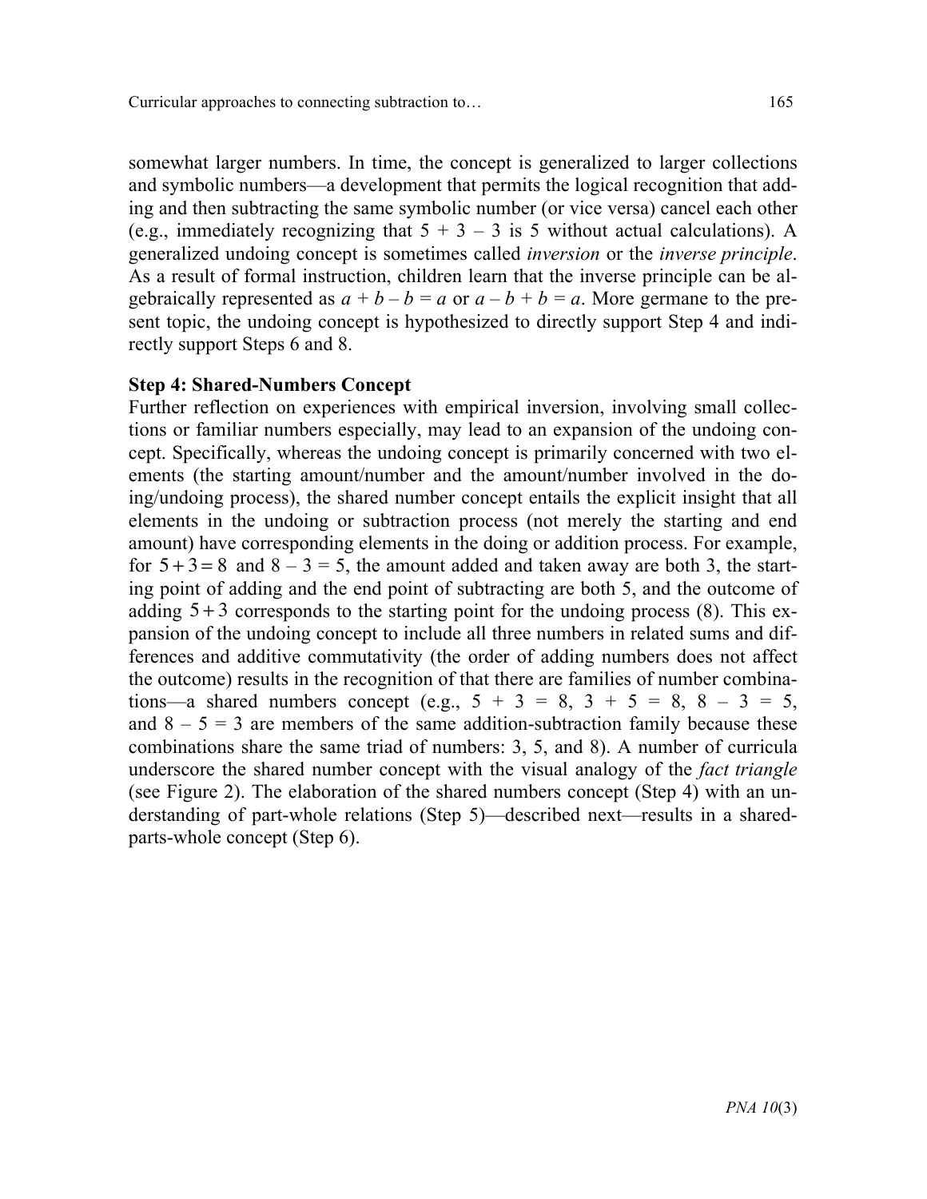somewhat larger numbers. In time, the concept is generalized to larger collections and symbolic numbers—a development that permits the logical recognition that adding and then subtracting the same symbolic number (or vice versa) cancel each other (e.g., immediately recognizing that $5 + 3 - 3$ is 5 without actual calculations). A generalized undoing concept is sometimes called *inversion* or the *inverse principle*. As a result of formal instruction, children learn that the inverse principle can be algebraically represented as $a + b - b = a$ or $a - b + b = a$. More germane to the present topic, the undoing concept is hypothesized to directly support Step 4 and indirectly support Steps 6 and 8.

**Step 4: Shared-Numbers Concept**

Further reflection on experiences with empirical inversion, involving small collections or familiar numbers especially, may lead to an expansion of the undoing concept. Specifically, whereas the undoing concept is primarily concerned with two elements (the starting amount/number and the amount/number involved in the doing/undoing process), the shared number concept entails the explicit insight that all elements in the undoing or subtraction process (not merely the starting and end amount) have corresponding elements in the doing or addition process. For example, for $5+3=8$ and $8 - 3 = 5$, the amount added and taken away are both 3, the starting point of adding and the end point of subtracting are both 5, and the outcome of adding $5+3$ corresponds to the starting point for the undoing process (8). This expansion of the undoing concept to include all three numbers in related sums and differences and additive commutativity (the order of adding numbers does not affect the outcome) results in the recognition of that there are families of number combinations—a shared numbers concept (e.g., $5 + 3 = 8$, $3 + 5 = 8$, $8 - 3 = 5$, and $8 - 5 = 3$ are members of the same addition-subtraction family because these combinations share the same triad of numbers: 3, 5, and 8). A number of curricula underscore the shared number concept with the visual analogy of the *fact triangle* (see Figure 2). The elaboration of the shared numbers concept (Step 4) with an understanding of part-whole relations (Step 5)—described next—results in a shared-parts-whole concept (Step 6).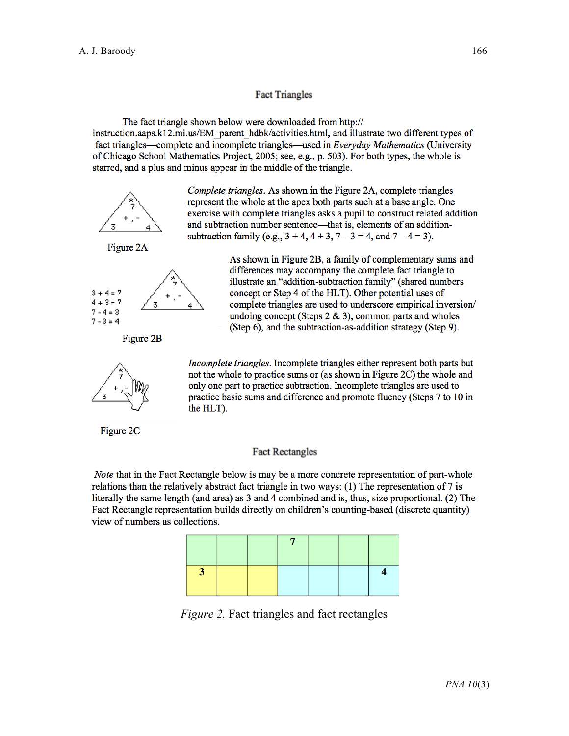### Fact Triangles

The fact triangle shown below were downloaded from http:// instruction.aaps.k12.mi.us/EM_parent_hdbk/activities.html, and illustrate two different types of fact triangles—complete and incomplete triangles—used in *Everyday Mathematics* (University of Chicago School Mathematics Project, 2005; see, e.g., p. 503). For both types, the whole is starred, and a plus and minus appear in the middle of the triangle.

*
7
+ , -
3 4

Figure 2A

*Complete triangles*. As shown in the Figure 2A, complete triangles represent the whole at the apex both parts such at a base angle. One exercise with complete triangles asks a pupil to construct related addition and subtraction number sentence—that is, elements of an addition-subtraction family (e.g., 3 + 4, 4 + 3, 7 – 3 = 4, and 7 – 4 = 3).

3 + 4 = 7
4 + 3 = 7
7 - 4 = 3
7 - 3 = 4

*
7
+ , -
3 4

Figure 2B

As shown in Figure 2B, a family of complementary sums and differences may accompany the complete fact triangle to illustrate an "addition-subtraction family" (shared numbers concept or Step 4 of the HLT). Other potential uses of complete triangles are used to underscore empirical inversion/ undoing concept (Steps 2 & 3), common parts and wholes (Step 6), and the subtraction-as-addition strategy (Step 9).

*
7
+ , -
3

Figure 2C

*Incomplete triangles*. Incomplete triangles either represent both parts but not the whole to practice sums or (as shown in Figure 2C) the whole and only one part to practice subtraction. Incomplete triangles are used to practice basic sums and difference and promote fluency (Steps 7 to 10 in the HLT).

### Fact Rectangles

*Note* that in the Fact Rectangle below is may be a more concrete representation of part-whole relations than the relatively abstract fact triangle in two ways: (1) The representation of 7 is literally the same length (and area) as 3 and 4 combined and is, thus, size proportional. (2) The Fact Rectangle representation builds directly on children's counting-based (discrete quantity) view of numbers as collections.

| | | | | | | |
|---|---|---|---|---|---|---|
| | | | 7 | | | |
| 3 | | | | | | 4 |

*Figure 2.* Fact triangles and fact rectangles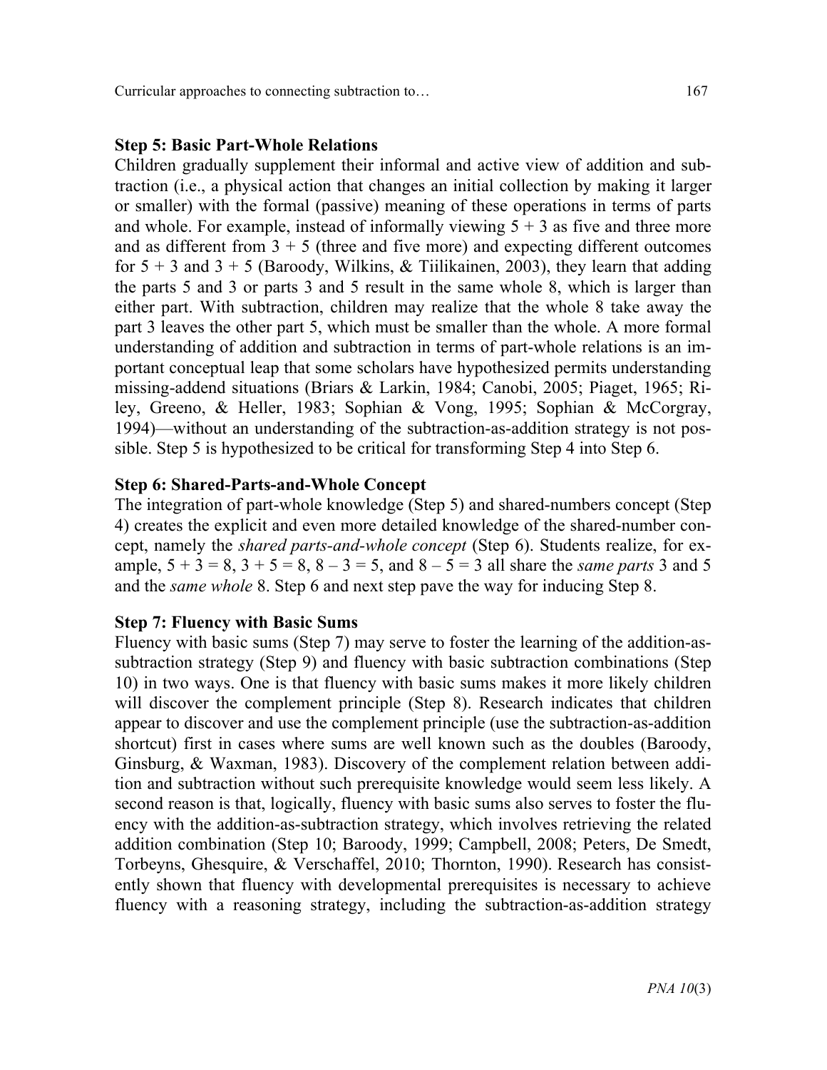**Step 5: Basic Part-Whole Relations**

Children gradually supplement their informal and active view of addition and subtraction (i.e., a physical action that changes an initial collection by making it larger or smaller) with the formal (passive) meaning of these operations in terms of parts and whole. For example, instead of informally viewing $5 + 3$ as five and three more and as different from $3 + 5$ (three and five more) and expecting different outcomes for $5 + 3$ and $3 + 5$ (Baroody, Wilkins, & Tiilikainen, 2003), they learn that adding the parts 5 and 3 or parts 3 and 5 result in the same whole 8, which is larger than either part. With subtraction, children may realize that the whole 8 take away the part 3 leaves the other part 5, which must be smaller than the whole. A more formal understanding of addition and subtraction in terms of part-whole relations is an important conceptual leap that some scholars have hypothesized permits understanding missing-addend situations (Briars & Larkin, 1984; Canobi, 2005; Piaget, 1965; Riley, Greeno, & Heller, 1983; Sophian & Vong, 1995; Sophian & McCorgray, 1994)—without an understanding of the subtraction-as-addition strategy is not possible. Step 5 is hypothesized to be critical for transforming Step 4 into Step 6.

**Step 6: Shared-Parts-and-Whole Concept**

The integration of part-whole knowledge (Step 5) and shared-numbers concept (Step 4) creates the explicit and even more detailed knowledge of the shared-number concept, namely the *shared parts-and-whole concept* (Step 6). Students realize, for example, $5 + 3 = 8$, $3 + 5 = 8$, $8 – 3 = 5$, and $8 – 5 = 3$ all share the *same parts* 3 and 5 and the *same whole* 8. Step 6 and next step pave the way for inducing Step 8.

**Step 7: Fluency with Basic Sums**

Fluency with basic sums (Step 7) may serve to foster the learning of the addition-as-subtraction strategy (Step 9) and fluency with basic subtraction combinations (Step 10) in two ways. One is that fluency with basic sums makes it more likely children will discover the complement principle (Step 8). Research indicates that children appear to discover and use the complement principle (use the subtraction-as-addition shortcut) first in cases where sums are well known such as the doubles (Baroody, Ginsburg, & Waxman, 1983). Discovery of the complement relation between addition and subtraction without such prerequisite knowledge would seem less likely. A second reason is that, logically, fluency with basic sums also serves to foster the fluency with the addition-as-subtraction strategy, which involves retrieving the related addition combination (Step 10; Baroody, 1999; Campbell, 2008; Peters, De Smedt, Torbeyns, Ghesquire, & Verschaffel, 2010; Thornton, 1990). Research has consistently shown that fluency with developmental prerequisites is necessary to achieve fluency with a reasoning strategy, including the subtraction-as-addition strategy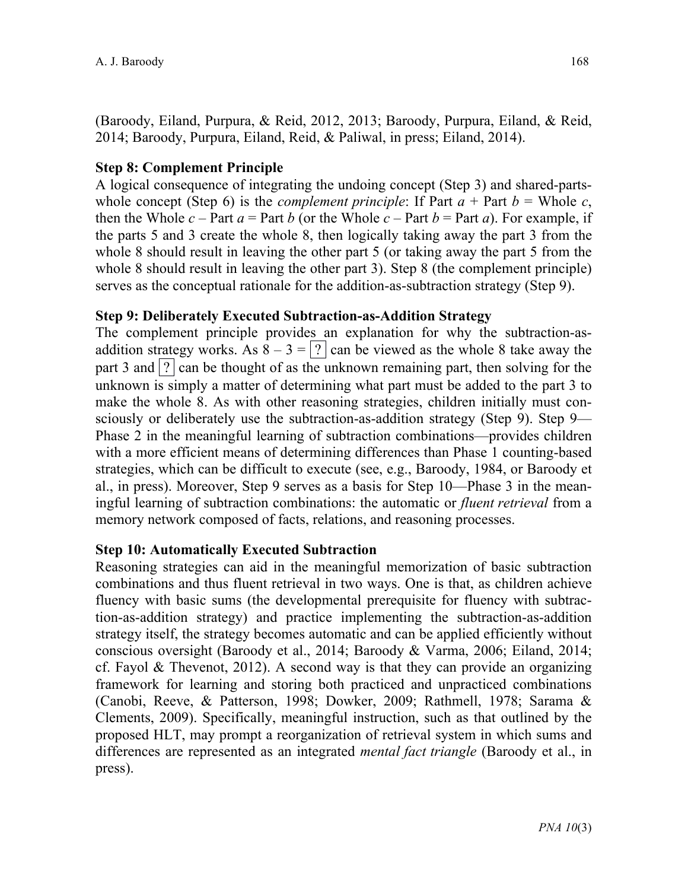(Baroody, Eiland, Purpura, & Reid, 2012, 2013; Baroody, Purpura, Eiland, & Reid, 2014; Baroody, Purpura, Eiland, Reid, & Paliwal, in press; Eiland, 2014).

### Step 8: Complement Principle

A logical consequence of integrating the undoing concept (Step 3) and shared-parts-whole concept (Step 6) is the *complement principle*: If Part $a$ + Part $b$ = Whole $c$, then the Whole $c$ – Part $a$ = Part $b$ (or the Whole $c$ – Part $b$ = Part $a$). For example, if the parts 5 and 3 create the whole 8, then logically taking away the part 3 from the whole 8 should result in leaving the other part 5 (or taking away the part 5 from the whole 8 should result in leaving the other part 3). Step 8 (the complement principle) serves as the conceptual rationale for the addition-as-subtraction strategy (Step 9).

### Step 9: Deliberately Executed Subtraction-as-Addition Strategy

The complement principle provides an explanation for why the subtraction-as-addition strategy works. As $8 - 3 = \boxed{?}$ can be viewed as the whole 8 take away the part 3 and $\boxed{?}$ can be thought of as the unknown remaining part, then solving for the unknown is simply a matter of determining what part must be added to the part 3 to make the whole 8. As with other reasoning strategies, children initially must consciously or deliberately use the subtraction-as-addition strategy (Step 9). Step 9—Phase 2 in the meaningful learning of subtraction combinations—provides children with a more efficient means of determining differences than Phase 1 counting-based strategies, which can be difficult to execute (see, e.g., Baroody, 1984, or Baroody et al., in press). Moreover, Step 9 serves as a basis for Step 10—Phase 3 in the meaningful learning of subtraction combinations: the automatic or *fluent retrieval* from a memory network composed of facts, relations, and reasoning processes.

### Step 10: Automatically Executed Subtraction

Reasoning strategies can aid in the meaningful memorization of basic subtraction combinations and thus fluent retrieval in two ways. One is that, as children achieve fluency with basic sums (the developmental prerequisite for fluency with subtraction-as-addition strategy) and practice implementing the subtraction-as-addition strategy itself, the strategy becomes automatic and can be applied efficiently without conscious oversight (Baroody et al., 2014; Baroody & Varma, 2006; Eiland, 2014; cf. Fayol & Thevenot, 2012). A second way is that they can provide an organizing framework for learning and storing both practiced and unpracticed combinations (Canobi, Reeve, & Patterson, 1998; Dowker, 2009; Rathmell, 1978; Sarama & Clements, 2009). Specifically, meaningful instruction, such as that outlined by the proposed HLT, may prompt a reorganization of retrieval system in which sums and differences are represented as an integrated *mental fact triangle* (Baroody et al., in press).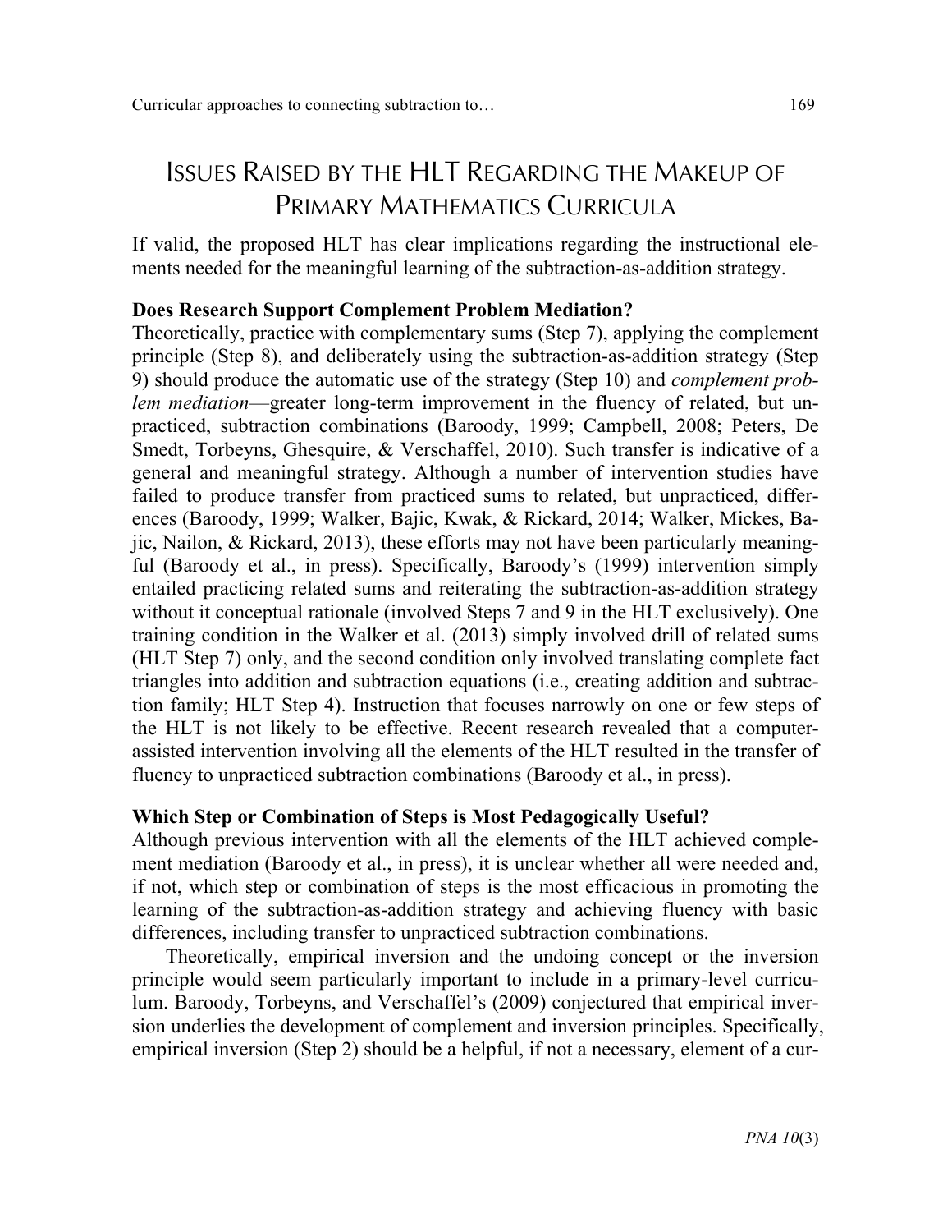## Issues Raised by the HLT Regarding the Makeup of Primary Mathematics Curricula

If valid, the proposed HLT has clear implications regarding the instructional elements needed for the meaningful learning of the subtraction-as-addition strategy.

### Does Research Support Complement Problem Mediation?

Theoretically, practice with complementary sums (Step 7), applying the complement principle (Step 8), and deliberately using the subtraction-as-addition strategy (Step 9) should produce the automatic use of the strategy (Step 10) and *complement problem mediation*—greater long-term improvement in the fluency of related, but unpracticed, subtraction combinations (Baroody, 1999; Campbell, 2008; Peters, De Smedt, Torbeyns, Ghesquire, & Verschaffel, 2010). Such transfer is indicative of a general and meaningful strategy. Although a number of intervention studies have failed to produce transfer from practiced sums to related, but unpracticed, differences (Baroody, 1999; Walker, Bajic, Kwak, & Rickard, 2014; Walker, Mickes, Bajic, Nailon, & Rickard, 2013), these efforts may not have been particularly meaningful (Baroody et al., in press). Specifically, Baroody's (1999) intervention simply entailed practicing related sums and reiterating the subtraction-as-addition strategy without it conceptual rationale (involved Steps 7 and 9 in the HLT exclusively). One training condition in the Walker et al. (2013) simply involved drill of related sums (HLT Step 7) only, and the second condition only involved translating complete fact triangles into addition and subtraction equations (i.e., creating addition and subtraction family; HLT Step 4). Instruction that focuses narrowly on one or few steps of the HLT is not likely to be effective. Recent research revealed that a computer-assisted intervention involving all the elements of the HLT resulted in the transfer of fluency to unpracticed subtraction combinations (Baroody et al., in press).

### Which Step or Combination of Steps is Most Pedagogically Useful?

Although previous intervention with all the elements of the HLT achieved complement mediation (Baroody et al., in press), it is unclear whether all were needed and, if not, which step or combination of steps is the most efficacious in promoting the learning of the subtraction-as-addition strategy and achieving fluency with basic differences, including transfer to unpracticed subtraction combinations.

Theoretically, empirical inversion and the undoing concept or the inversion principle would seem particularly important to include in a primary-level curriculum. Baroody, Torbeyns, and Verschaffel's (2009) conjectured that empirical inversion underlies the development of complement and inversion principles. Specifically, empirical inversion (Step 2) should be a helpful, if not a necessary, element of a cur-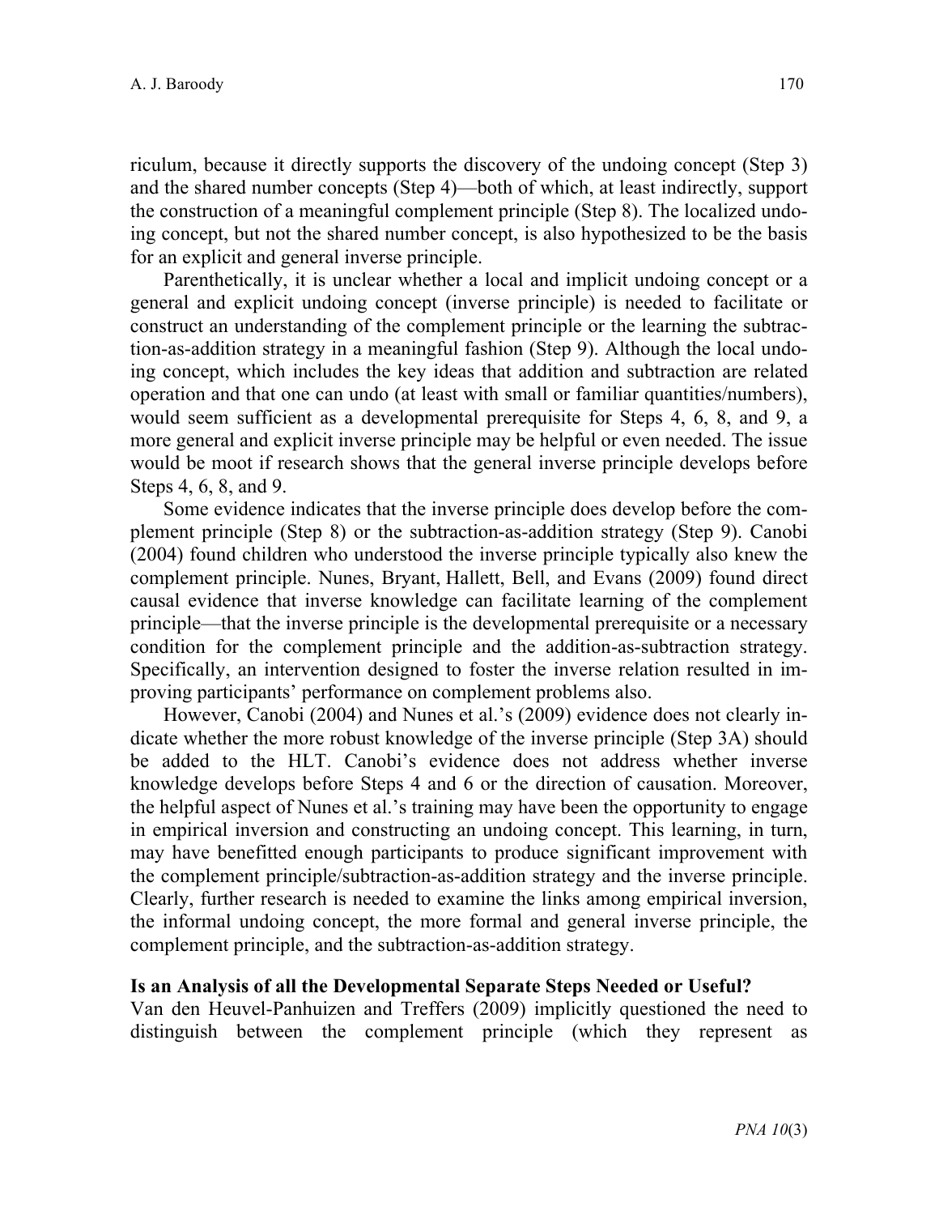riculum, because it directly supports the discovery of the undoing concept (Step 3) and the shared number concepts (Step 4)—both of which, at least indirectly, support the construction of a meaningful complement principle (Step 8). The localized undoing concept, but not the shared number concept, is also hypothesized to be the basis for an explicit and general inverse principle.

Parenthetically, it is unclear whether a local and implicit undoing concept or a general and explicit undoing concept (inverse principle) is needed to facilitate or construct an understanding of the complement principle or the learning the subtraction-as-addition strategy in a meaningful fashion (Step 9). Although the local undoing concept, which includes the key ideas that addition and subtraction are related operation and that one can undo (at least with small or familiar quantities/numbers), would seem sufficient as a developmental prerequisite for Steps 4, 6, 8, and 9, a more general and explicit inverse principle may be helpful or even needed. The issue would be moot if research shows that the general inverse principle develops before Steps 4, 6, 8, and 9.

Some evidence indicates that the inverse principle does develop before the complement principle (Step 8) or the subtraction-as-addition strategy (Step 9). Canobi (2004) found children who understood the inverse principle typically also knew the complement principle. Nunes, Bryant, Hallett, Bell, and Evans (2009) found direct causal evidence that inverse knowledge can facilitate learning of the complement principle—that the inverse principle is the developmental prerequisite or a necessary condition for the complement principle and the addition-as-subtraction strategy. Specifically, an intervention designed to foster the inverse relation resulted in improving participants' performance on complement problems also.

However, Canobi (2004) and Nunes et al.'s (2009) evidence does not clearly indicate whether the more robust knowledge of the inverse principle (Step 3A) should be added to the HLT. Canobi's evidence does not address whether inverse knowledge develops before Steps 4 and 6 or the direction of causation. Moreover, the helpful aspect of Nunes et al.'s training may have been the opportunity to engage in empirical inversion and constructing an undoing concept. This learning, in turn, may have benefitted enough participants to produce significant improvement with the complement principle/subtraction-as-addition strategy and the inverse principle. Clearly, further research is needed to examine the links among empirical inversion, the informal undoing concept, the more formal and general inverse principle, the complement principle, and the subtraction-as-addition strategy.

**Is an Analysis of all the Developmental Separate Steps Needed or Useful?**

Van den Heuvel-Panhuizen and Treffers (2009) implicitly questioned the need to distinguish between the complement principle (which they represent as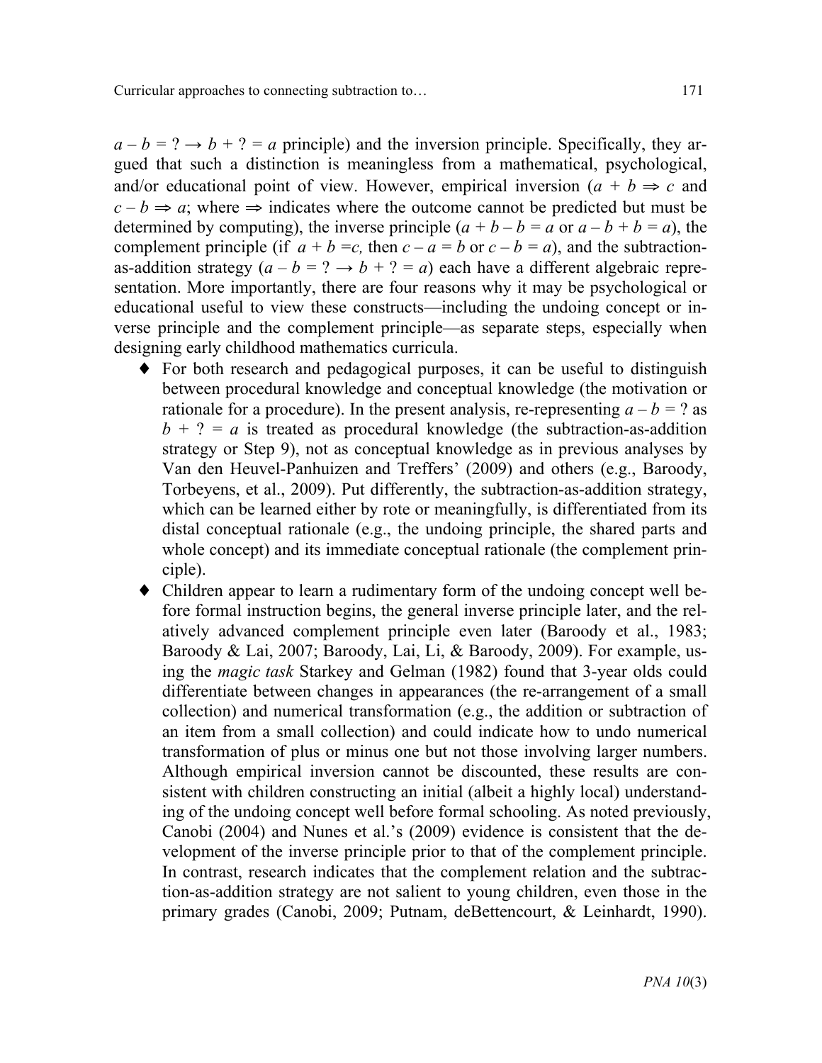$a - b = ? \rightarrow b + ? = a$ principle) and the inversion principle. Specifically, they argued that such a distinction is meaningless from a mathematical, psychological, and/or educational point of view. However, empirical inversion ($a + b \Rightarrow c$ and $c - b \Rightarrow a$; where $\Rightarrow$ indicates where the outcome cannot be predicted but must be determined by computing), the inverse principle ($a + b - b = a$ or $a - b + b = a$), the complement principle (if $a + b = c$, then $c - a = b$ or $c - b = a$), and the subtraction-as-addition strategy ($a - b = ? \rightarrow b + ? = a$) each have a different algebraic representation. More importantly, there are four reasons why it may be psychological or educational useful to view these constructs—including the undoing concept or inverse principle and the complement principle—as separate steps, especially when designing early childhood mathematics curricula.

- For both research and pedagogical purposes, it can be useful to distinguish between procedural knowledge and conceptual knowledge (the motivation or rationale for a procedure). In the present analysis, re-representing $a - b = ?$ as $b + ? = a$ is treated as procedural knowledge (the subtraction-as-addition strategy or Step 9), not as conceptual knowledge as in previous analyses by Van den Heuvel-Panhuizen and Treffers' (2009) and others (e.g., Baroody, Torbeyens, et al., 2009). Put differently, the subtraction-as-addition strategy, which can be learned either by rote or meaningfully, is differentiated from its distal conceptual rationale (e.g., the undoing principle, the shared parts and whole concept) and its immediate conceptual rationale (the complement principle).
- Children appear to learn a rudimentary form of the undoing concept well before formal instruction begins, the general inverse principle later, and the relatively advanced complement principle even later (Baroody et al., 1983; Baroody & Lai, 2007; Baroody, Lai, Li, & Baroody, 2009). For example, using the *magic task* Starkey and Gelman (1982) found that 3-year olds could differentiate between changes in appearances (the re-arrangement of a small collection) and numerical transformation (e.g., the addition or subtraction of an item from a small collection) and could indicate how to undo numerical transformation of plus or minus one but not those involving larger numbers. Although empirical inversion cannot be discounted, these results are consistent with children constructing an initial (albeit a highly local) understanding of the undoing concept well before formal schooling. As noted previously, Canobi (2004) and Nunes et al.'s (2009) evidence is consistent that the development of the inverse principle prior to that of the complement principle. In contrast, research indicates that the complement relation and the subtraction-as-addition strategy are not salient to young children, even those in the primary grades (Canobi, 2009; Putnam, deBettencourt, & Leinhardt, 1990).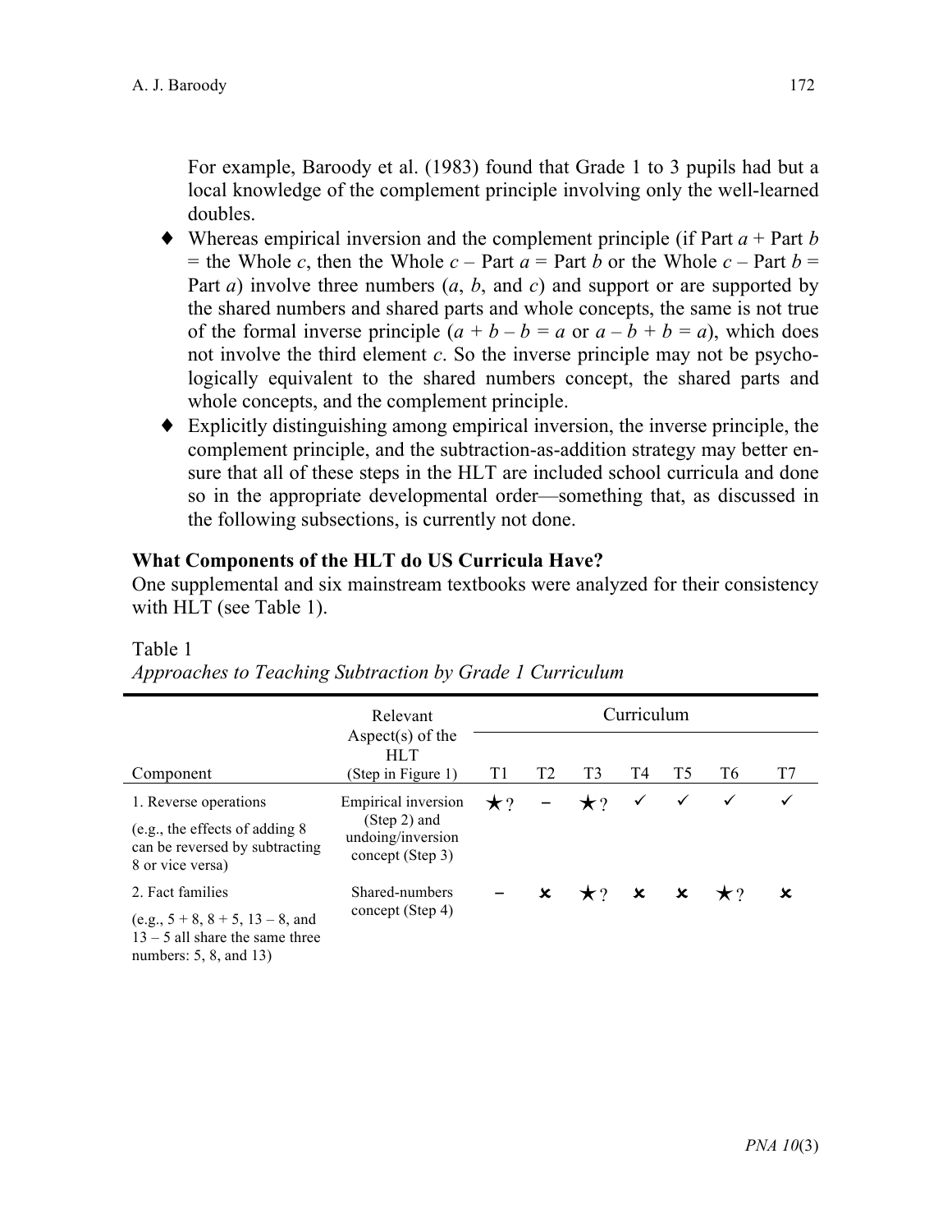For example, Baroody et al. (1983) found that Grade 1 to 3 pupils had but a local knowledge of the complement principle involving only the well-learned doubles.

- Whereas empirical inversion and the complement principle (if Part $a$ + Part $b$ = the Whole $c$, then the Whole $c$ – Part $a$ = Part $b$ or the Whole $c$ – Part $b$ = Part $a$) involve three numbers ($a$, $b$, and $c$) and support or are supported by the shared numbers and shared parts and whole concepts, the same is not true of the formal inverse principle ($a + b - b = a$ or $a - b + b = a$), which does not involve the third element $c$. So the inverse principle may not be psychologically equivalent to the shared numbers concept, the shared parts and whole concepts, and the complement principle.
- Explicitly distinguishing among empirical inversion, the inverse principle, the complement principle, and the subtraction-as-addition strategy may better ensure that all of these steps in the HLT are included school curricula and done so in the appropriate developmental order—something that, as discussed in the following subsections, is currently not done.

### What Components of the HLT do US Curricula Have?

One supplemental and six mainstream textbooks were analyzed for their consistency with HLT (see Table 1).

Table 1
*Approaches to Teaching Subtraction by Grade 1 Curriculum*

| Component | Relevant Aspect(s) of the HLT (Step in Figure 1) | Curriculum | | | | | | |
|---|---|---|---|---|---|---|---|---|
| | | T1 | T2 | T3 | T4 | T5 | T6 | T7 |
| 1. Reverse operations (e.g., the effects of adding 8 can be reversed by subtracting 8 or vice versa) | Empirical inversion (Step 2) and undoing/inversion concept (Step 3) | ★? | – | ★? | ✓ | ✓ | ✓ | ✓ |
| 2. Fact families (e.g., 5 + 8, 8 + 5, 13 – 8, and 13 – 5 all share the same three numbers: 5, 8, and 13) | Shared-numbers concept (Step 4) | – | ✗ | ★? | ✗ | ✗ | ★? | ✗ |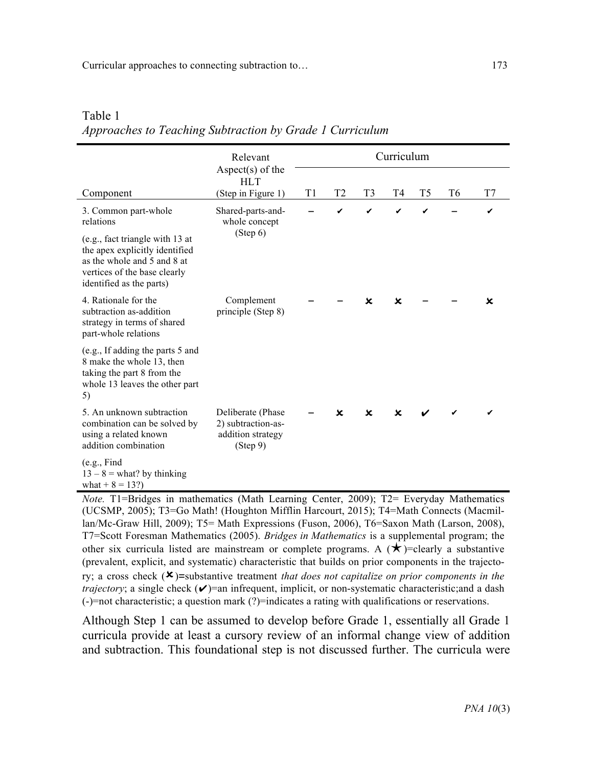Table 1
*Approaches to Teaching Subtraction by Grade 1 Curriculum*

| Component | Relevant Aspect(s) of the HLT (Step in Figure 1) | Curriculum | | | | | | |
|---|---|---|---|---|---|---|---|---|
| | | T1 | T2 | T3 | T4 | T5 | T6 | T7 |
| 3. Common part-whole relations (e.g., fact triangle with 13 at the apex explicitly identified as the whole and 5 and 8 at vertices of the base clearly identified as the parts) | Shared-parts-and-whole concept (Step 6) | – | ✔ | ✔ | ✔ | ✔ | – | ✔ |
| 4. Rationale for the subtraction as-addition strategy in terms of shared part-whole relations (e.g., If adding the parts 5 and 8 make the whole 13, then taking the part 8 from the whole 13 leaves the other part 5) | Complement principle (Step 8) | – | – | ✘ | ✘ | – | – | ✘ |
| 5. An unknown subtraction combination can be solved by using a related known addition combination (e.g., Find 13 – 8 = what? by thinking what + 8 = 13?) | Deliberate (Phase 2) subtraction-as-addition strategy (Step 9) | – | ✘ | ✘ | ✘ | ✔ | ✔ | ✔ |

*Note.* T1=Bridges in mathematics (Math Learning Center, 2009); T2= Everyday Mathematics (UCSMP, 2005); T3=Go Math! (Houghton Mifflin Harcourt, 2015); T4=Math Connects (Macmillan/Mc-Graw Hill, 2009); T5= Math Expressions (Fuson, 2006), T6=Saxon Math (Larson, 2008), T7=Scott Foresman Mathematics (2005). *Bridges in Mathematics* is a supplemental program; the other six curricula listed are mainstream or complete programs. A (★)=clearly a substantive (prevalent, explicit, and systematic) characteristic that builds on prior components in the trajectory; a cross check (✘)=substantive treatment *that does not capitalize on prior components in the trajectory*; a single check (✔)=an infrequent, implicit, or non-systematic characteristic;and a dash (-)=not characteristic; a question mark (?)=indicates a rating with qualifications or reservations.

Although Step 1 can be assumed to develop before Grade 1, essentially all Grade 1 curricula provide at least a cursory review of an informal change view of addition and subtraction. This foundational step is not discussed further. The curricula were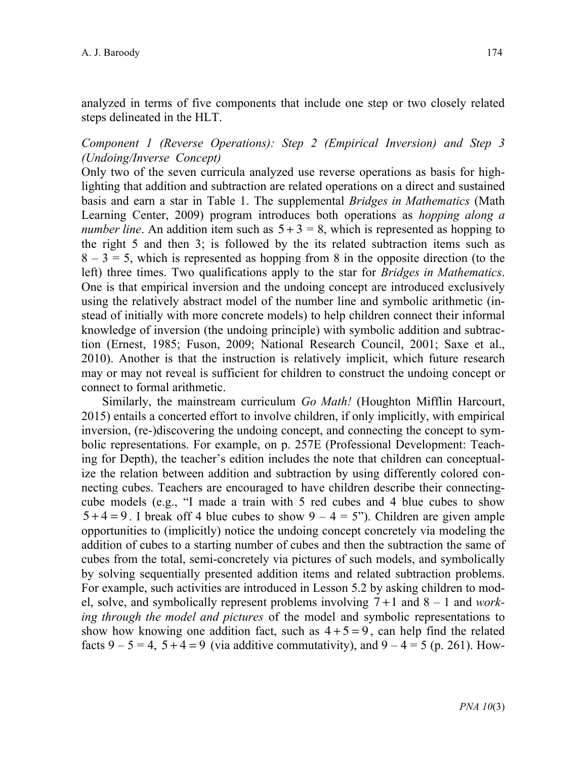analyzed in terms of five components that include one step or two closely related steps delineated in the HLT.

*Component 1 (Reverse Operations): Step 2 (Empirical Inversion) and Step 3 (Undoing/Inverse Concept)*

Only two of the seven curricula analyzed use reverse operations as basis for highlighting that addition and subtraction are related operations on a direct and sustained basis and earn a star in Table 1. The supplemental *Bridges in Mathematics* (Math Learning Center, 2009) program introduces both operations as *hopping along a number line*. An addition item such as $5+3=8$, which is represented as hopping to the right 5 and then 3; is followed by the its related subtraction items such as $8 - 3 = 5$, which is represented as hopping from 8 in the opposite direction (to the left) three times. Two qualifications apply to the star for *Bridges in Mathematics*. One is that empirical inversion and the undoing concept are introduced exclusively using the relatively abstract model of the number line and symbolic arithmetic (instead of initially with more concrete models) to help children connect their informal knowledge of inversion (the undoing principle) with symbolic addition and subtraction (Ernest, 1985; Fuson, 2009; National Research Council, 2001; Saxe et al., 2010). Another is that the instruction is relatively implicit, which future research may or may not reveal is sufficient for children to construct the undoing concept or connect to formal arithmetic.

Similarly, the mainstream curriculum *Go Math!* (Houghton Mifflin Harcourt, 2015) entails a concerted effort to involve children, if only implicitly, with empirical inversion, (re-)discovering the undoing concept, and connecting the concept to symbolic representations. For example, on p. 257E (Professional Development: Teaching for Depth), the teacher's edition includes the note that children can conceptualize the relation between addition and subtraction by using differently colored connecting cubes. Teachers are encouraged to have children describe their connecting-cube models (e.g., "I made a train with 5 red cubes and 4 blue cubes to show $5+4=9$. I break off 4 blue cubes to show $9 - 4 = 5$"). Children are given ample opportunities to (implicitly) notice the undoing concept concretely via modeling the addition of cubes to a starting number of cubes and then the subtraction the same of cubes from the total, semi-concretely via pictures of such models, and symbolically by solving sequentially presented addition items and related subtraction problems. For example, such activities are introduced in Lesson 5.2 by asking children to model, solve, and symbolically represent problems involving $7+1$ and $8 - 1$ and *working through the model and pictures* of the model and symbolic representations to show how knowing one addition fact, such as $4+5=9$, can help find the related facts $9 - 5 = 4$, $5+4=9$ (via additive commutativity), and $9 - 4 = 5$ (p. 261). How-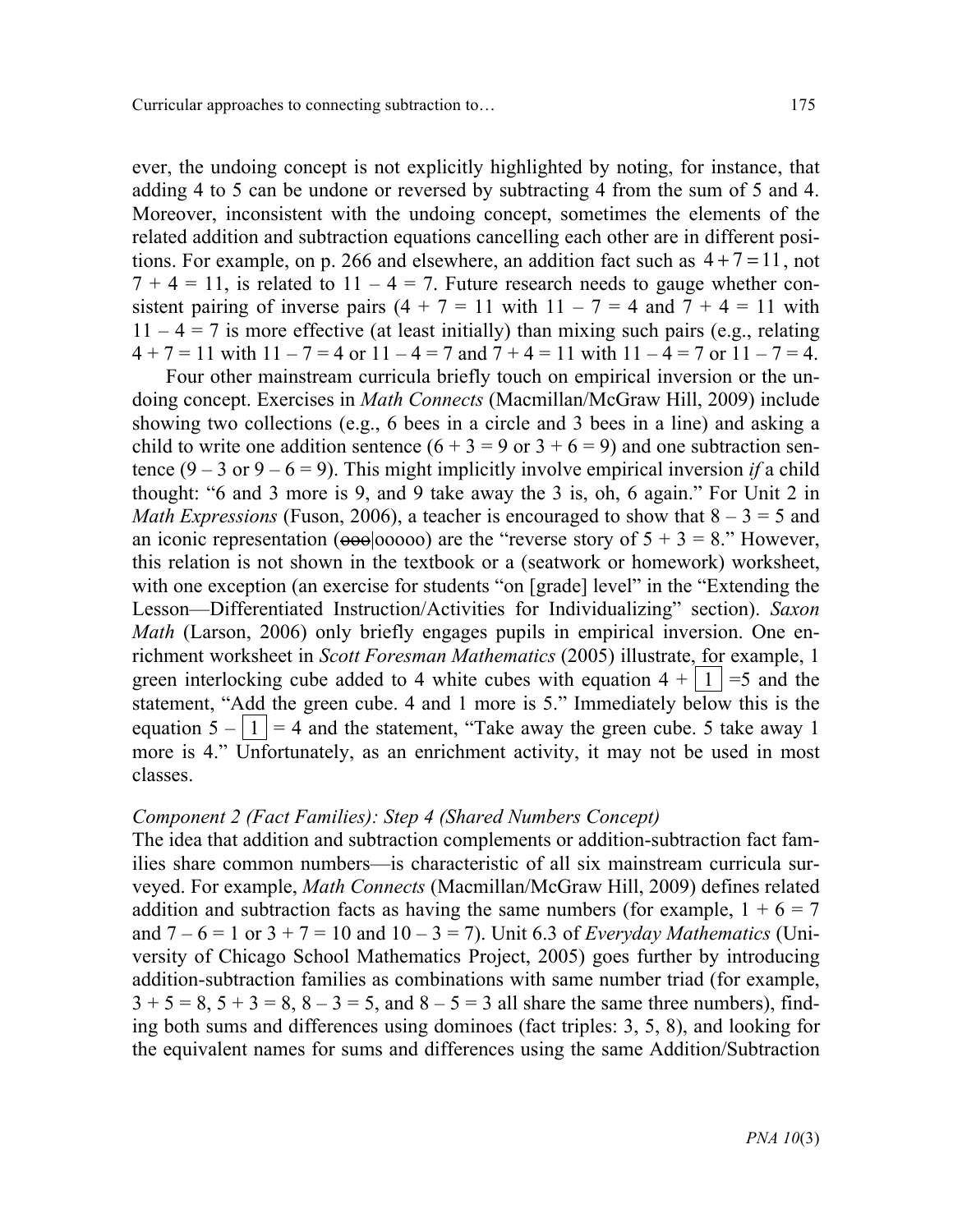ever, the undoing concept is not explicitly highlighted by noting, for instance, that adding 4 to 5 can be undone or reversed by subtracting 4 from the sum of 5 and 4. Moreover, inconsistent with the undoing concept, sometimes the elements of the related addition and subtraction equations cancelling each other are in different positions. For example, on p. 266 and elsewhere, an addition fact such as $4+7=11$, not $7 + 4 = 11$, is related to $11 – 4 = 7$. Future research needs to gauge whether consistent pairing of inverse pairs ($4 + 7 = 11$ with $11 – 7 = 4$ and $7 + 4 = 11$ with $11 – 4 = 7$ is more effective (at least initially) than mixing such pairs (e.g., relating $4 + 7 = 11$ with $11 – 7 = 4$ or $11 – 4 = 7$ and $7 + 4 = 11$ with $11 – 4 = 7$ or $11 – 7 = 4$.

Four other mainstream curricula briefly touch on empirical inversion or the undoing concept. Exercises in *Math Connects* (Macmillan/McGraw Hill, 2009) include showing two collections (e.g., 6 bees in a circle and 3 bees in a line) and asking a child to write one addition sentence ($6 + 3 = 9$ or $3 + 6 = 9$) and one subtraction sentence ($9 – 3$ or $9 – 6 = 9$). This might implicitly involve empirical inversion *if* a child thought: "6 and 3 more is 9, and 9 take away the 3 is, oh, 6 again." For Unit 2 in *Math Expressions* (Fuson, 2006), a teacher is encouraged to show that $8 – 3 = 5$ and an iconic representation (~~ooo~~|ooooo) are the "reverse story of $5 + 3 = 8$." However, this relation is not shown in the textbook or a (seatwork or homework) worksheet, with one exception (an exercise for students "on [grade] level" in the "Extending the Lesson—Differentiated Instruction/Activities for Individualizing" section). *Saxon Math* (Larson, 2006) only briefly engages pupils in empirical inversion. One enrichment worksheet in *Scott Foresman Mathematics* (2005) illustrate, for example, 1 green interlocking cube added to 4 white cubes with equation $4 + \boxed{1} = 5$ and the statement, "Add the green cube. 4 and 1 more is 5." Immediately below this is the equation $5 – \boxed{1} = 4$ and the statement, "Take away the green cube. 5 take away 1 more is 4." Unfortunately, as an enrichment activity, it may not be used in most classes.

*Component 2 (Fact Families): Step 4 (Shared Numbers Concept)*

The idea that addition and subtraction complements or addition-subtraction fact families share common numbers—is characteristic of all six mainstream curricula surveyed. For example, *Math Connects* (Macmillan/McGraw Hill, 2009) defines related addition and subtraction facts as having the same numbers (for example, $1 + 6 = 7$ and $7 – 6 = 1$ or $3 + 7 = 10$ and $10 – 3 = 7$). Unit 6.3 of *Everyday Mathematics* (University of Chicago School Mathematics Project, 2005) goes further by introducing addition-subtraction families as combinations with same number triad (for example, $3 + 5 = 8$, $5 + 3 = 8$, $8 – 3 = 5$, and $8 – 5 = 3$ all share the same three numbers), finding both sums and differences using dominoes (fact triples: 3, 5, 8), and looking for the equivalent names for sums and differences using the same Addition/Subtraction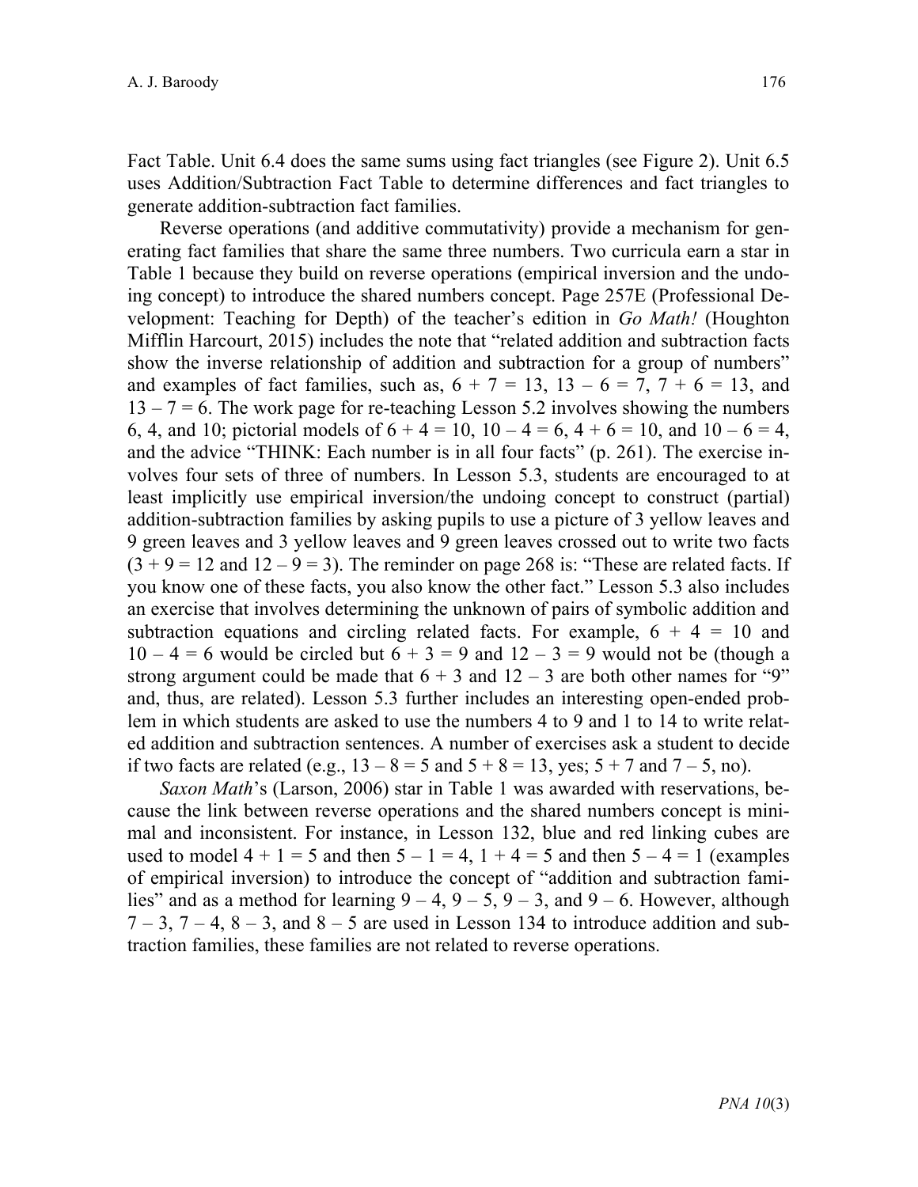Fact Table. Unit 6.4 does the same sums using fact triangles (see Figure 2). Unit 6.5 uses Addition/Subtraction Fact Table to determine differences and fact triangles to generate addition-subtraction fact families.

Reverse operations (and additive commutativity) provide a mechanism for generating fact families that share the same three numbers. Two curricula earn a star in Table 1 because they build on reverse operations (empirical inversion and the undoing concept) to introduce the shared numbers concept. Page 257E (Professional Development: Teaching for Depth) of the teacher's edition in *Go Math!* (Houghton Mifflin Harcourt, 2015) includes the note that "related addition and subtraction facts show the inverse relationship of addition and subtraction for a group of numbers" and examples of fact families, such as, $6 + 7 = 13$, $13 – 6 = 7$, $7 + 6 = 13$, and $13 – 7 = 6$. The work page for re-teaching Lesson 5.2 involves showing the numbers 6, 4, and 10; pictorial models of $6 + 4 = 10$, $10 – 4 = 6$, $4 + 6 = 10$, and $10 – 6 = 4$, and the advice "THINK: Each number is in all four facts" (p. 261). The exercise involves four sets of three of numbers. In Lesson 5.3, students are encouraged to at least implicitly use empirical inversion/the undoing concept to construct (partial) addition-subtraction families by asking pupils to use a picture of 3 yellow leaves and 9 green leaves and 3 yellow leaves and 9 green leaves crossed out to write two facts ($3 + 9 = 12$ and $12 – 9 = 3$). The reminder on page 268 is: "These are related facts. If you know one of these facts, you also know the other fact." Lesson 5.3 also includes an exercise that involves determining the unknown of pairs of symbolic addition and subtraction equations and circling related facts. For example, $6 + 4 = 10$ and $10 – 4 = 6$ would be circled but $6 + 3 = 9$ and $12 – 3 = 9$ would not be (though a strong argument could be made that $6 + 3$ and $12 – 3$ are both other names for "9" and, thus, are related). Lesson 5.3 further includes an interesting open-ended problem in which students are asked to use the numbers 4 to 9 and 1 to 14 to write related addition and subtraction sentences. A number of exercises ask a student to decide if two facts are related (e.g., $13 – 8 = 5$ and $5 + 8 = 13$, yes; $5 + 7$ and $7 – 5$, no).

*Saxon Math*'s (Larson, 2006) star in Table 1 was awarded with reservations, because the link between reverse operations and the shared numbers concept is minimal and inconsistent. For instance, in Lesson 132, blue and red linking cubes are used to model $4 + 1 = 5$ and then $5 – 1 = 4$, $1 + 4 = 5$ and then $5 – 4 = 1$ (examples of empirical inversion) to introduce the concept of "addition and subtraction families" and as a method for learning $9 – 4$, $9 – 5$, $9 – 3$, and $9 – 6$. However, although $7 – 3$, $7 – 4$, $8 – 3$, and $8 – 5$ are used in Lesson 134 to introduce addition and subtraction families, these families are not related to reverse operations.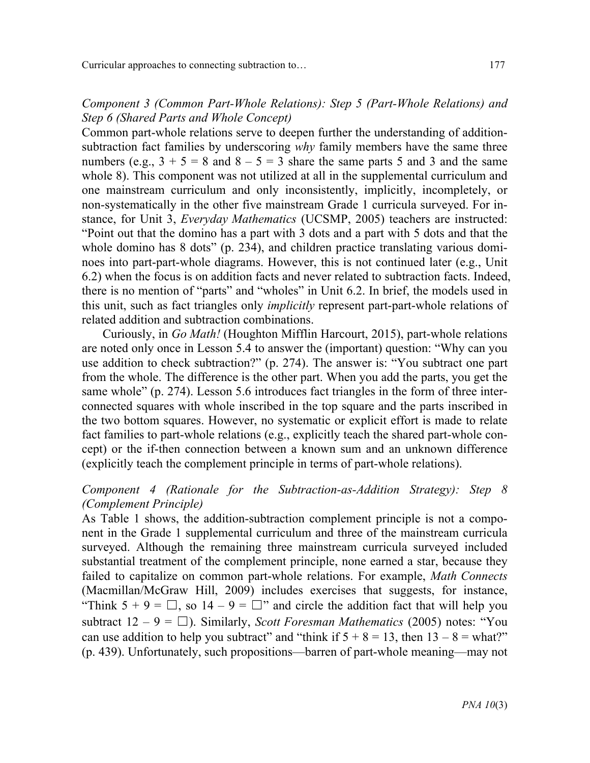*Component 3 (Common Part-Whole Relations): Step 5 (Part-Whole Relations) and Step 6 (Shared Parts and Whole Concept)*

Common part-whole relations serve to deepen further the understanding of addition-subtraction fact families by underscoring *why* family members have the same three numbers (e.g., $3 + 5 = 8$ and $8 - 5 = 3$ share the same parts 5 and 3 and the same whole 8). This component was not utilized at all in the supplemental curriculum and one mainstream curriculum and only inconsistently, implicitly, incompletely, or non-systematically in the other five mainstream Grade 1 curricula surveyed. For instance, for Unit 3, *Everyday Mathematics* (UCSMP, 2005) teachers are instructed: "Point out that the domino has a part with 3 dots and a part with 5 dots and that the whole domino has 8 dots" (p. 234), and children practice translating various dominoes into part-part-whole diagrams. However, this is not continued later (e.g., Unit 6.2) when the focus is on addition facts and never related to subtraction facts. Indeed, there is no mention of "parts" and "wholes" in Unit 6.2. In brief, the models used in this unit, such as fact triangles only *implicitly* represent part-part-whole relations of related addition and subtraction combinations.

Curiously, in *Go Math!* (Houghton Mifflin Harcourt, 2015), part-whole relations are noted only once in Lesson 5.4 to answer the (important) question: "Why can you use addition to check subtraction?" (p. 274). The answer is: "You subtract one part from the whole. The difference is the other part. When you add the parts, you get the same whole" (p. 274). Lesson 5.6 introduces fact triangles in the form of three interconnected squares with whole inscribed in the top square and the parts inscribed in the two bottom squares. However, no systematic or explicit effort is made to relate fact families to part-whole relations (e.g., explicitly teach the shared part-whole concept) or the if-then connection between a known sum and an unknown difference (explicitly teach the complement principle in terms of part-whole relations).

*Component 4 (Rationale for the Subtraction-as-Addition Strategy): Step 8 (Complement Principle)*

As Table 1 shows, the addition-subtraction complement principle is not a component in the Grade 1 supplemental curriculum and three of the mainstream curricula surveyed. Although the remaining three mainstream curricula surveyed included substantial treatment of the complement principle, none earned a star, because they failed to capitalize on common part-whole relations. For example, *Math Connects* (Macmillan/McGraw Hill, 2009) includes exercises that suggests, for instance, "Think $5 + 9 = \square$, so $14 - 9 = \square$" and circle the addition fact that will help you subtract $12 - 9 = \square$). Similarly, *Scott Foresman Mathematics* (2005) notes: "You can use addition to help you subtract" and "think if $5 + 8 = 13$, then $13 - 8 =$ what?" (p. 439). Unfortunately, such propositions—barren of part-whole meaning—may not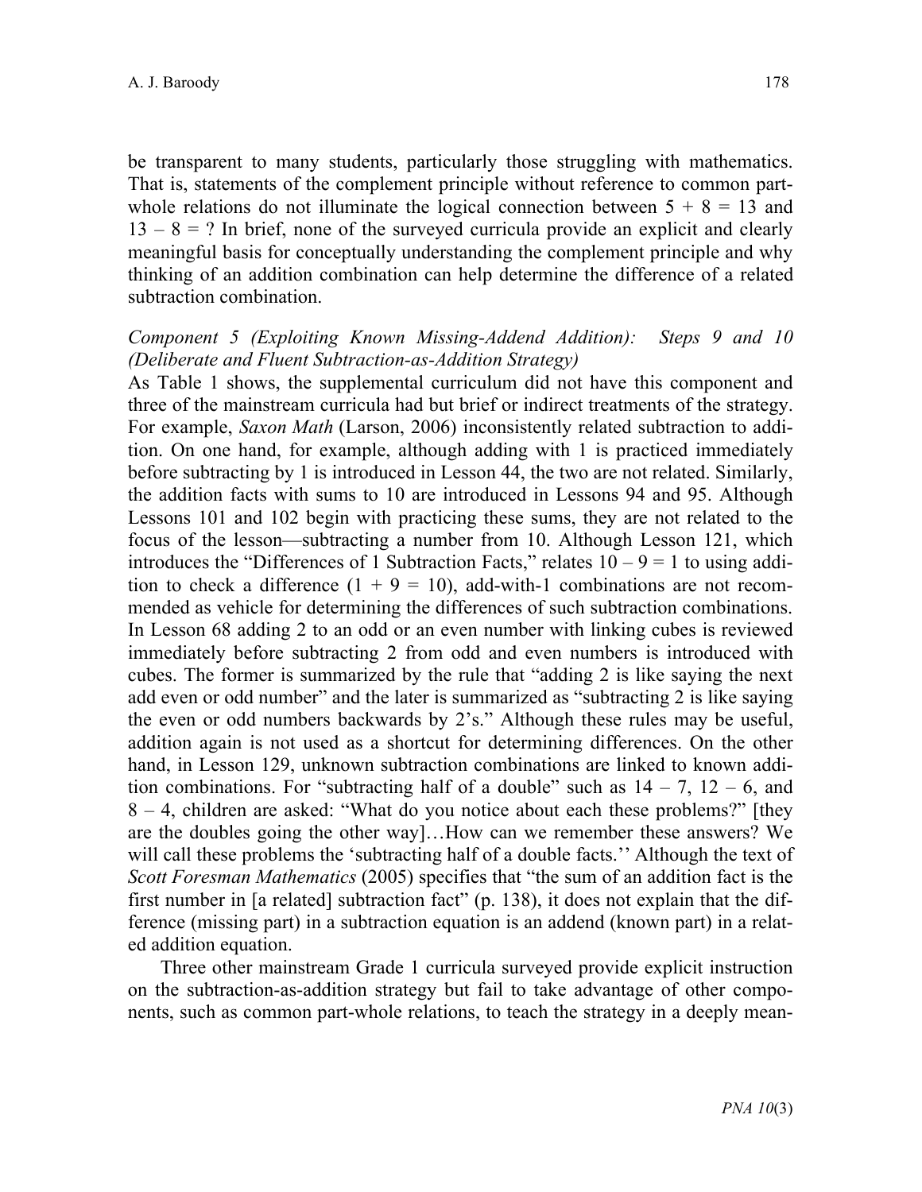be transparent to many students, particularly those struggling with mathematics. That is, statements of the complement principle without reference to common part-whole relations do not illuminate the logical connection between $5 + 8 = 13$ and $13 - 8 = ?$ In brief, none of the surveyed curricula provide an explicit and clearly meaningful basis for conceptually understanding the complement principle and why thinking of an addition combination can help determine the difference of a related subtraction combination.

*Component 5 (Exploiting Known Missing-Addend Addition): Steps 9 and 10 (Deliberate and Fluent Subtraction-as-Addition Strategy)*

As Table 1 shows, the supplemental curriculum did not have this component and three of the mainstream curricula had but brief or indirect treatments of the strategy. For example, *Saxon Math* (Larson, 2006) inconsistently related subtraction to addition. On one hand, for example, although adding with 1 is practiced immediately before subtracting by 1 is introduced in Lesson 44, the two are not related. Similarly, the addition facts with sums to 10 are introduced in Lessons 94 and 95. Although Lessons 101 and 102 begin with practicing these sums, they are not related to the focus of the lesson—subtracting a number from 10. Although Lesson 121, which introduces the "Differences of 1 Subtraction Facts," relates $10 - 9 = 1$ to using addition to check a difference ($1 + 9 = 10$), add-with-1 combinations are not recommended as vehicle for determining the differences of such subtraction combinations. In Lesson 68 adding 2 to an odd or an even number with linking cubes is reviewed immediately before subtracting 2 from odd and even numbers is introduced with cubes. The former is summarized by the rule that "adding 2 is like saying the next add even or odd number" and the later is summarized as "subtracting 2 is like saying the even or odd numbers backwards by 2's." Although these rules may be useful, addition again is not used as a shortcut for determining differences. On the other hand, in Lesson 129, unknown subtraction combinations are linked to known addition combinations. For "subtracting half of a double" such as $14 - 7$, $12 - 6$, and $8 - 4$, children are asked: "What do you notice about each these problems?" [they are the doubles going the other way]…How can we remember these answers? We will call these problems the 'subtracting half of a double facts.'' Although the text of *Scott Foresman Mathematics* (2005) specifies that "the sum of an addition fact is the first number in [a related] subtraction fact" (p. 138), it does not explain that the difference (missing part) in a subtraction equation is an addend (known part) in a related addition equation.

Three other mainstream Grade 1 curricula surveyed provide explicit instruction on the subtraction-as-addition strategy but fail to take advantage of other components, such as common part-whole relations, to teach the strategy in a deeply mean-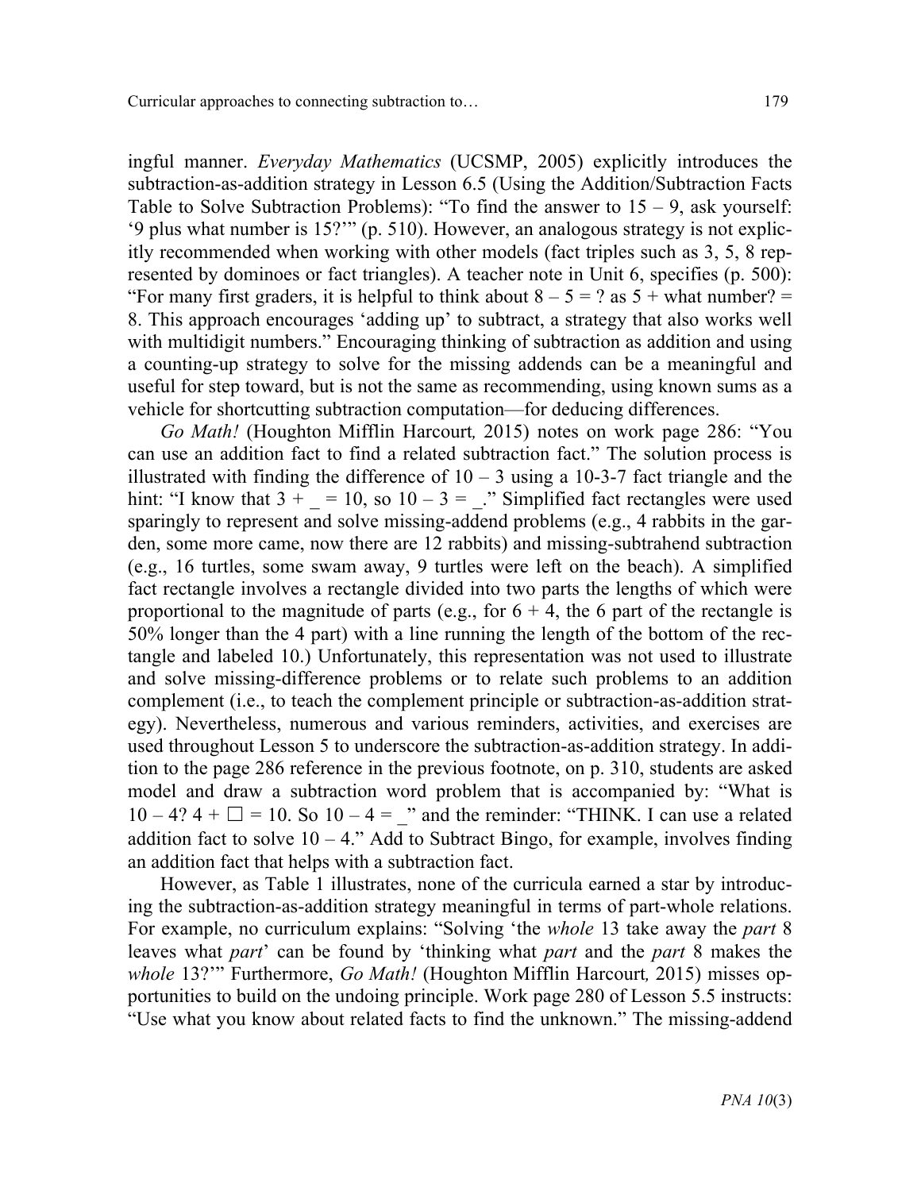ingful manner. *Everyday Mathematics* (UCSMP, 2005) explicitly introduces the subtraction-as-addition strategy in Lesson 6.5 (Using the Addition/Subtraction Facts Table to Solve Subtraction Problems): "To find the answer to 15 – 9, ask yourself: '9 plus what number is 15?'" (p. 510). However, an analogous strategy is not explicitly recommended when working with other models (fact triples such as 3, 5, 8 represented by dominoes or fact triangles). A teacher note in Unit 6, specifies (p. 500): "For many first graders, it is helpful to think about 8 – 5 = ? as 5 + what number? = 8. This approach encourages 'adding up' to subtract, a strategy that also works well with multidigit numbers." Encouraging thinking of subtraction as addition and using a counting-up strategy to solve for the missing addends can be a meaningful and useful for step toward, but is not the same as recommending, using known sums as a vehicle for shortcutting subtraction computation—for deducing differences.

*Go Math!* (Houghton Mifflin Harcourt*,* 2015) notes on work page 286: "You can use an addition fact to find a related subtraction fact." The solution process is illustrated with finding the difference of 10 – 3 using a 10-3-7 fact triangle and the hint: "I know that 3 + _ = 10, so 10 – 3 = _." Simplified fact rectangles were used sparingly to represent and solve missing-addend problems (e.g., 4 rabbits in the garden, some more came, now there are 12 rabbits) and missing-subtrahend subtraction (e.g., 16 turtles, some swam away, 9 turtles were left on the beach). A simplified fact rectangle involves a rectangle divided into two parts the lengths of which were proportional to the magnitude of parts (e.g., for 6 + 4, the 6 part of the rectangle is 50% longer than the 4 part) with a line running the length of the bottom of the rectangle and labeled 10.) Unfortunately, this representation was not used to illustrate and solve missing-difference problems or to relate such problems to an addition complement (i.e., to teach the complement principle or subtraction-as-addition strategy). Nevertheless, numerous and various reminders, activities, and exercises are used throughout Lesson 5 to underscore the subtraction-as-addition strategy. In addition to the page 286 reference in the previous footnote, on p. 310, students are asked model and draw a subtraction word problem that is accompanied by: "What is 10 – 4? 4 + ☐ = 10. So 10 – 4 = _" and the reminder: "THINK. I can use a related addition fact to solve 10 – 4." Add to Subtract Bingo, for example, involves finding an addition fact that helps with a subtraction fact.

However, as Table 1 illustrates, none of the curricula earned a star by introducing the subtraction-as-addition strategy meaningful in terms of part-whole relations. For example, no curriculum explains: "Solving 'the *whole* 13 take away the *part* 8 leaves what *part*' can be found by 'thinking what *part* and the *part* 8 makes the *whole* 13?'" Furthermore, *Go Math!* (Houghton Mifflin Harcourt*,* 2015) misses opportunities to build on the undoing principle. Work page 280 of Lesson 5.5 instructs: "Use what you know about related facts to find the unknown." The missing-addend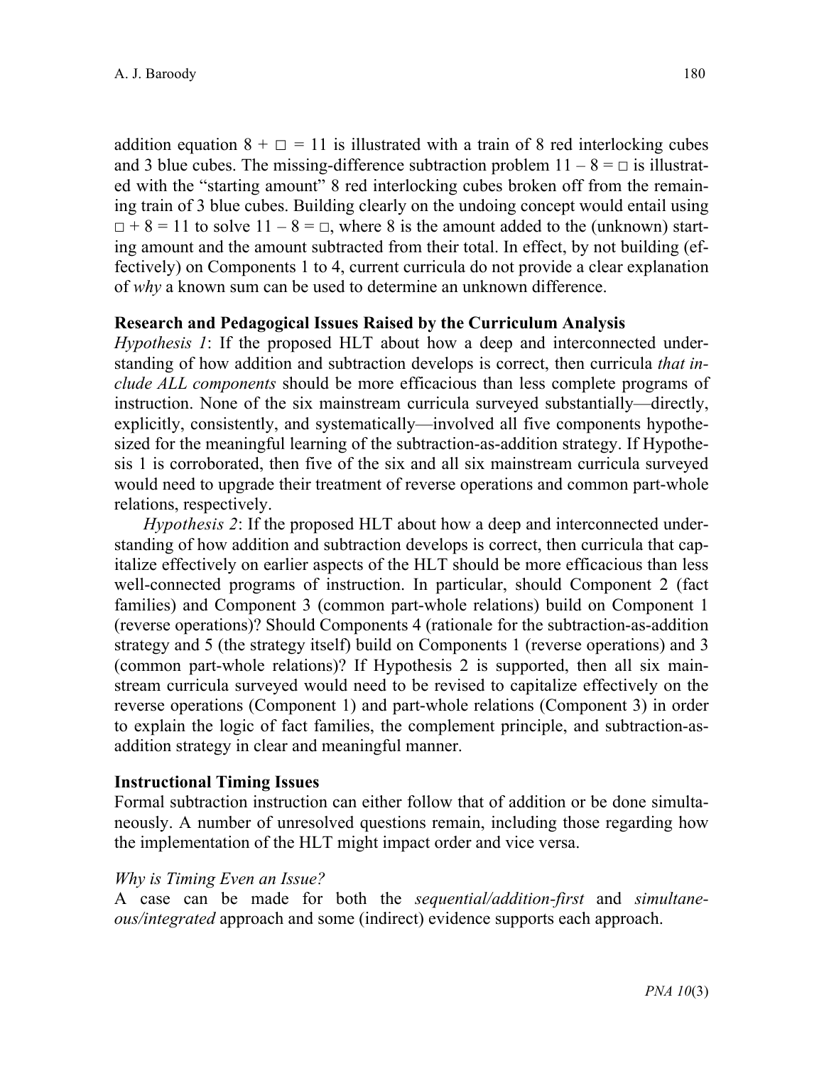addition equation $8 + \square = 11$ is illustrated with a train of 8 red interlocking cubes and 3 blue cubes. The missing-difference subtraction problem $11 - 8 = \square$ is illustrated with the "starting amount" 8 red interlocking cubes broken off from the remaining train of 3 blue cubes. Building clearly on the undoing concept would entail using $\square + 8 = 11$ to solve $11 - 8 = \square$, where 8 is the amount added to the (unknown) starting amount and the amount subtracted from their total. In effect, by not building (effectively) on Components 1 to 4, current curricula do not provide a clear explanation of *why* a known sum can be used to determine an unknown difference.

### Research and Pedagogical Issues Raised by the Curriculum Analysis

*Hypothesis 1*: If the proposed HLT about how a deep and interconnected understanding of how addition and subtraction develops is correct, then curricula *that include ALL components* should be more efficacious than less complete programs of instruction. None of the six mainstream curricula surveyed substantially—directly, explicitly, consistently, and systematically—involved all five components hypothesized for the meaningful learning of the subtraction-as-addition strategy. If Hypothesis 1 is corroborated, then five of the six and all six mainstream curricula surveyed would need to upgrade their treatment of reverse operations and common part-whole relations, respectively.

*Hypothesis 2*: If the proposed HLT about how a deep and interconnected understanding of how addition and subtraction develops is correct, then curricula that capitalize effectively on earlier aspects of the HLT should be more efficacious than less well-connected programs of instruction. In particular, should Component 2 (fact families) and Component 3 (common part-whole relations) build on Component 1 (reverse operations)? Should Components 4 (rationale for the subtraction-as-addition strategy and 5 (the strategy itself) build on Components 1 (reverse operations) and 3 (common part-whole relations)? If Hypothesis 2 is supported, then all six mainstream curricula surveyed would need to be revised to capitalize effectively on the reverse operations (Component 1) and part-whole relations (Component 3) in order to explain the logic of fact families, the complement principle, and subtraction-as-addition strategy in clear and meaningful manner.

### Instructional Timing Issues

Formal subtraction instruction can either follow that of addition or be done simultaneously. A number of unresolved questions remain, including those regarding how the implementation of the HLT might impact order and vice versa.

#### *Why is Timing Even an Issue?*

A case can be made for both the *sequential/addition-first* and *simultaneous/integrated* approach and some (indirect) evidence supports each approach.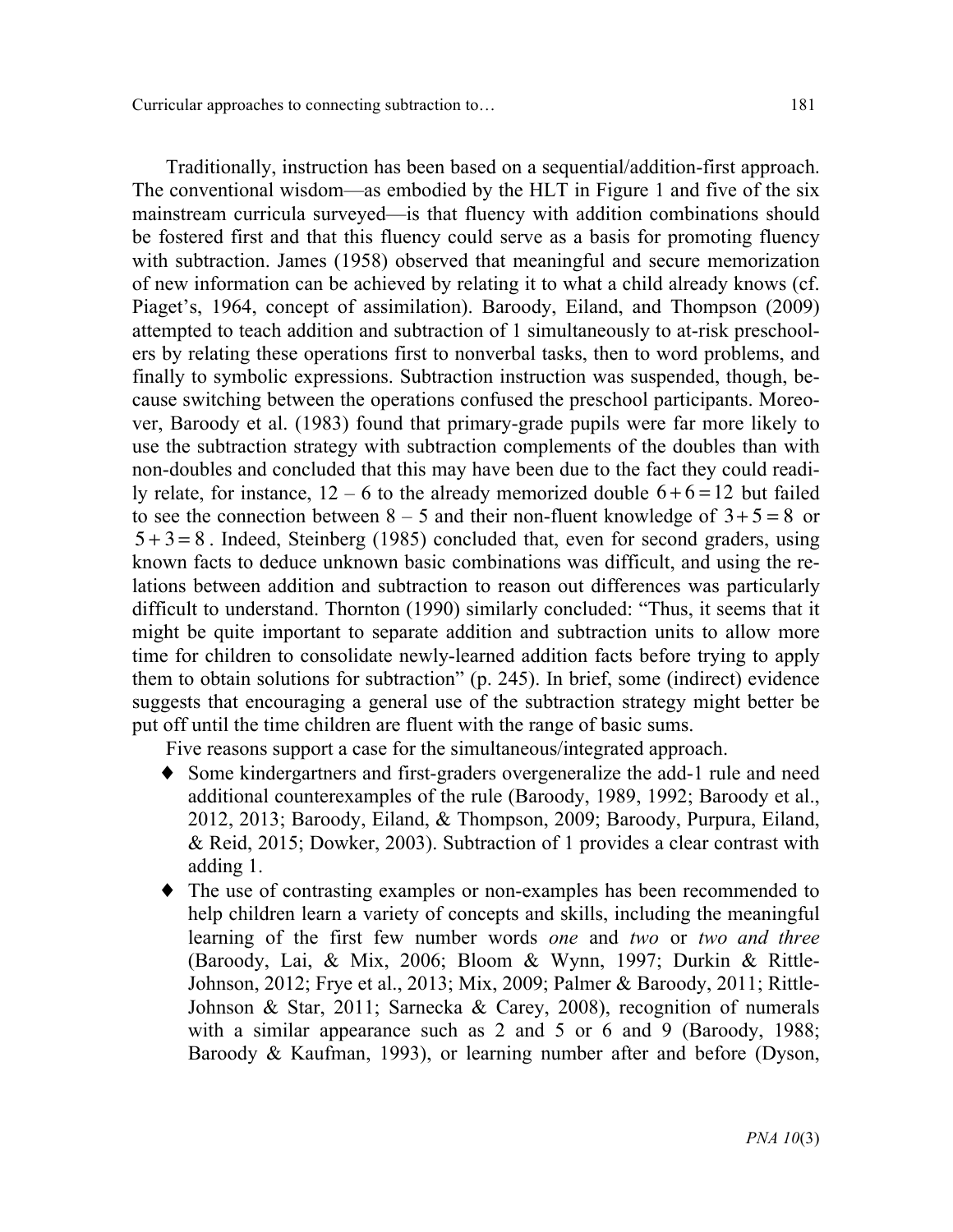Traditionally, instruction has been based on a sequential/addition-first approach. The conventional wisdom—as embodied by the HLT in Figure 1 and five of the six mainstream curricula surveyed—is that fluency with addition combinations should be fostered first and that this fluency could serve as a basis for promoting fluency with subtraction. James (1958) observed that meaningful and secure memorization of new information can be achieved by relating it to what a child already knows (cf. Piaget's, 1964, concept of assimilation). Baroody, Eiland, and Thompson (2009) attempted to teach addition and subtraction of 1 simultaneously to at-risk preschoolers by relating these operations first to nonverbal tasks, then to word problems, and finally to symbolic expressions. Subtraction instruction was suspended, though, because switching between the operations confused the preschool participants. Moreover, Baroody et al. (1983) found that primary-grade pupils were far more likely to use the subtraction strategy with subtraction complements of the doubles than with non-doubles and concluded that this may have been due to the fact they could readily relate, for instance, $12 - 6$ to the already memorized double $6+6=12$ but failed to see the connection between $8 - 5$ and their non-fluent knowledge of $3+5=8$ or $5+3=8$. Indeed, Steinberg (1985) concluded that, even for second graders, using known facts to deduce unknown basic combinations was difficult, and using the relations between addition and subtraction to reason out differences was particularly difficult to understand. Thornton (1990) similarly concluded: "Thus, it seems that it might be quite important to separate addition and subtraction units to allow more time for children to consolidate newly-learned addition facts before trying to apply them to obtain solutions for subtraction" (p. 245). In brief, some (indirect) evidence suggests that encouraging a general use of the subtraction strategy might better be put off until the time children are fluent with the range of basic sums.

Five reasons support a case for the simultaneous/integrated approach.

- Some kindergartners and first-graders overgeneralize the add-1 rule and need additional counterexamples of the rule (Baroody, 1989, 1992; Baroody et al., 2012, 2013; Baroody, Eiland, & Thompson, 2009; Baroody, Purpura, Eiland, & Reid, 2015; Dowker, 2003). Subtraction of 1 provides a clear contrast with adding 1.
- The use of contrasting examples or non-examples has been recommended to help children learn a variety of concepts and skills, including the meaningful learning of the first few number words *one* and *two* or *two and three* (Baroody, Lai, & Mix, 2006; Bloom & Wynn, 1997; Durkin & Rittle-Johnson, 2012; Frye et al., 2013; Mix, 2009; Palmer & Baroody, 2011; Rittle-Johnson & Star, 2011; Sarnecka & Carey, 2008), recognition of numerals with a similar appearance such as 2 and 5 or 6 and 9 (Baroody, 1988; Baroody & Kaufman, 1993), or learning number after and before (Dyson,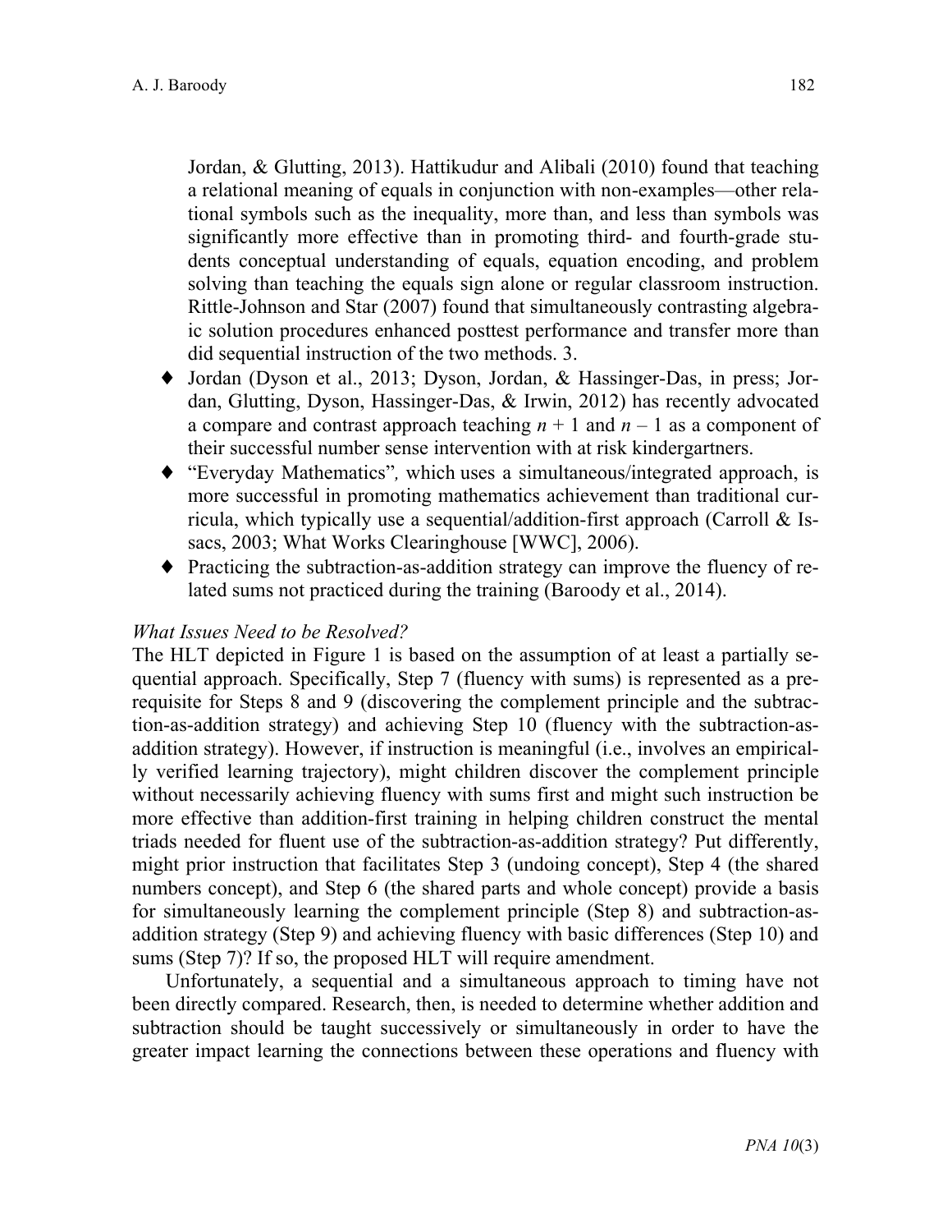Jordan, & Glutting, 2013). Hattikudur and Alibali (2010) found that teaching a relational meaning of equals in conjunction with non-examples—other relational symbols such as the inequality, more than, and less than symbols was significantly more effective than in promoting third- and fourth-grade students conceptual understanding of equals, equation encoding, and problem solving than teaching the equals sign alone or regular classroom instruction. Rittle-Johnson and Star (2007) found that simultaneously contrasting algebraic solution procedures enhanced posttest performance and transfer more than did sequential instruction of the two methods. 3.

- Jordan (Dyson et al., 2013; Dyson, Jordan, & Hassinger-Das, in press; Jordan, Glutting, Dyson, Hassinger-Das, & Irwin, 2012) has recently advocated a compare and contrast approach teaching $n + 1$ and $n - 1$ as a component of their successful number sense intervention with at risk kindergartners.
- "Everyday Mathematics", which uses a simultaneous/integrated approach, is more successful in promoting mathematics achievement than traditional curricula, which typically use a sequential/addition-first approach (Carroll & Issacs, 2003; What Works Clearinghouse [WWC], 2006).
- Practicing the subtraction-as-addition strategy can improve the fluency of related sums not practiced during the training (Baroody et al., 2014).

*What Issues Need to be Resolved?*

The HLT depicted in Figure 1 is based on the assumption of at least a partially sequential approach. Specifically, Step 7 (fluency with sums) is represented as a prerequisite for Steps 8 and 9 (discovering the complement principle and the subtraction-as-addition strategy) and achieving Step 10 (fluency with the subtraction-as-addition strategy). However, if instruction is meaningful (i.e., involves an empirically verified learning trajectory), might children discover the complement principle without necessarily achieving fluency with sums first and might such instruction be more effective than addition-first training in helping children construct the mental triads needed for fluent use of the subtraction-as-addition strategy? Put differently, might prior instruction that facilitates Step 3 (undoing concept), Step 4 (the shared numbers concept), and Step 6 (the shared parts and whole concept) provide a basis for simultaneously learning the complement principle (Step 8) and subtraction-as-addition strategy (Step 9) and achieving fluency with basic differences (Step 10) and sums (Step 7)? If so, the proposed HLT will require amendment.

Unfortunately, a sequential and a simultaneous approach to timing have not been directly compared. Research, then, is needed to determine whether addition and subtraction should be taught successively or simultaneously in order to have the greater impact learning the connections between these operations and fluency with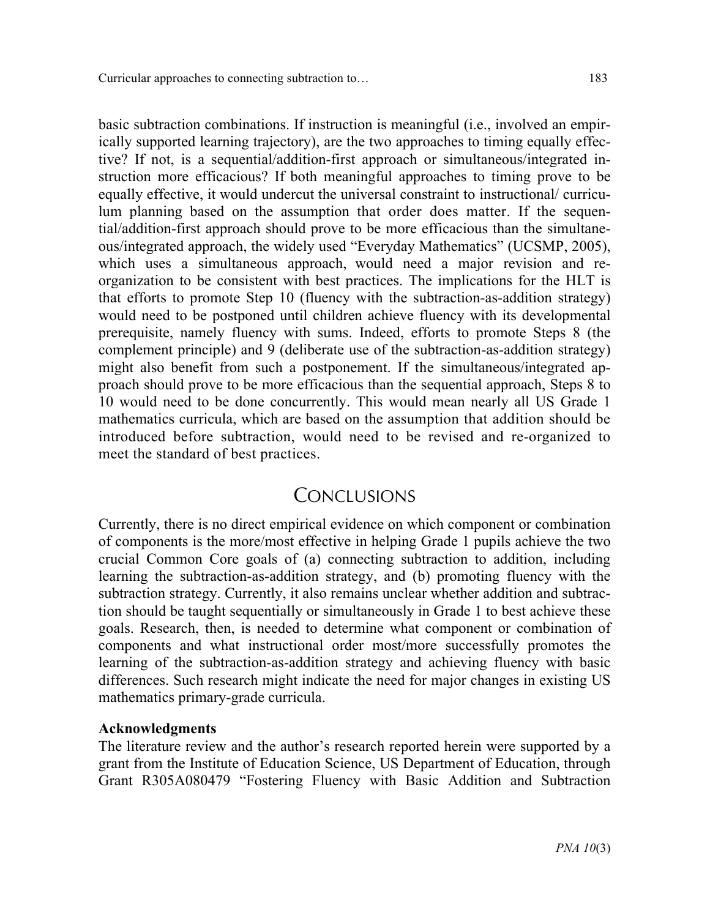basic subtraction combinations. If instruction is meaningful (i.e., involved an empirically supported learning trajectory), are the two approaches to timing equally effective? If not, is a sequential/addition-first approach or simultaneous/integrated instruction more efficacious? If both meaningful approaches to timing prove to be equally effective, it would undercut the universal constraint to instructional/ curriculum planning based on the assumption that order does matter. If the sequential/addition-first approach should prove to be more efficacious than the simultaneous/integrated approach, the widely used "Everyday Mathematics" (UCSMP, 2005), which uses a simultaneous approach, would need a major revision and re-organization to be consistent with best practices. The implications for the HLT is that efforts to promote Step 10 (fluency with the subtraction-as-addition strategy) would need to be postponed until children achieve fluency with its developmental prerequisite, namely fluency with sums. Indeed, efforts to promote Steps 8 (the complement principle) and 9 (deliberate use of the subtraction-as-addition strategy) might also benefit from such a postponement. If the simultaneous/integrated approach should prove to be more efficacious than the sequential approach, Steps 8 to 10 would need to be done concurrently. This would mean nearly all US Grade 1 mathematics curricula, which are based on the assumption that addition should be introduced before subtraction, would need to be revised and re-organized to meet the standard of best practices.

## CONCLUSIONS

Currently, there is no direct empirical evidence on which component or combination of components is the more/most effective in helping Grade 1 pupils achieve the two crucial Common Core goals of (a) connecting subtraction to addition, including learning the subtraction-as-addition strategy, and (b) promoting fluency with the subtraction strategy. Currently, it also remains unclear whether addition and subtraction should be taught sequentially or simultaneously in Grade 1 to best achieve these goals. Research, then, is needed to determine what component or combination of components and what instructional order most/more successfully promotes the learning of the subtraction-as-addition strategy and achieving fluency with basic differences. Such research might indicate the need for major changes in existing US mathematics primary-grade curricula.

**Acknowledgments**

The literature review and the author's research reported herein were supported by a grant from the Institute of Education Science, US Department of Education, through Grant R305A080479 "Fostering Fluency with Basic Addition and Subtraction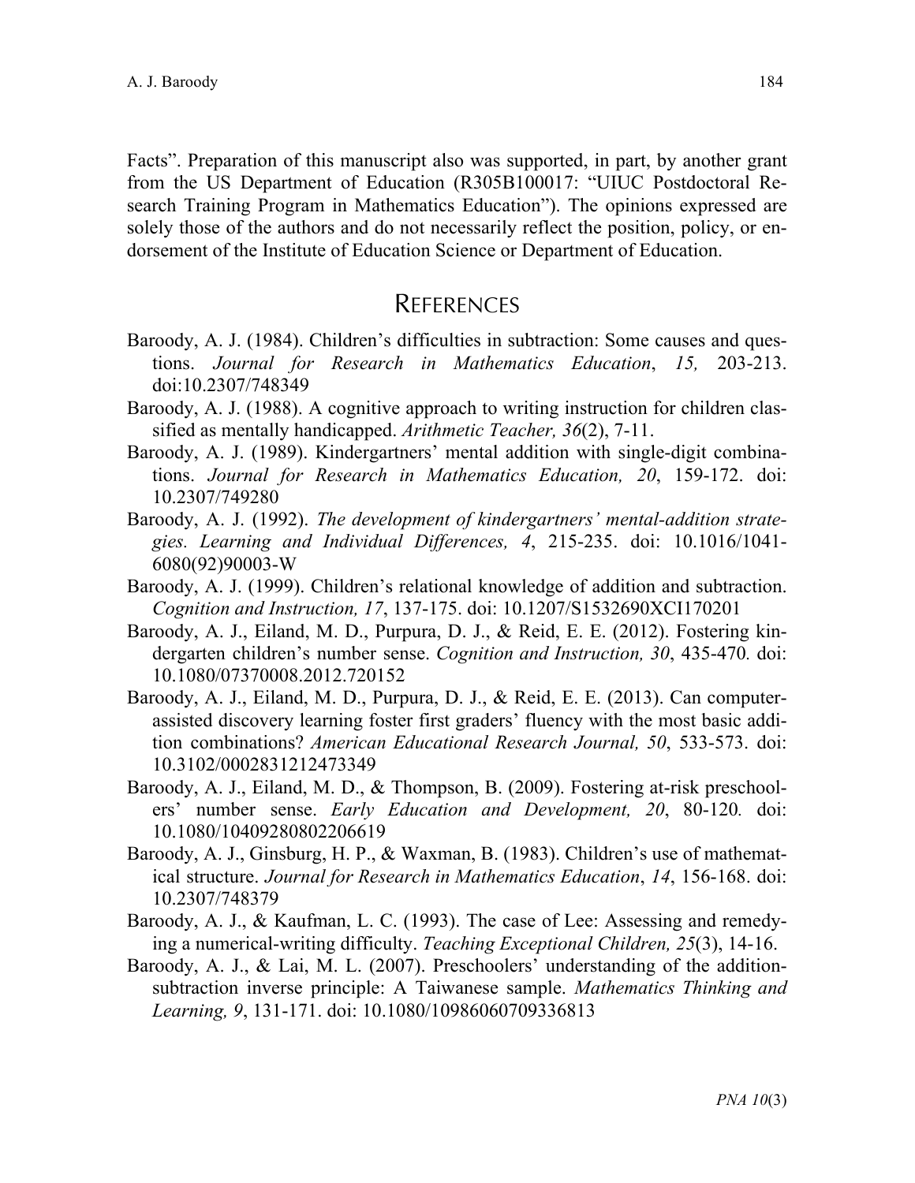Facts". Preparation of this manuscript also was supported, in part, by another grant from the US Department of Education (R305B100017: "UIUC Postdoctoral Research Training Program in Mathematics Education"). The opinions expressed are solely those of the authors and do not necessarily reflect the position, policy, or endorsement of the Institute of Education Science or Department of Education.

## REFERENCES

Baroody, A. J. (1984). Children's difficulties in subtraction: Some causes and questions. *Journal for Research in Mathematics Education*, *15,* 203-213. doi:10.2307/748349

Baroody, A. J. (1988). A cognitive approach to writing instruction for children classified as mentally handicapped. *Arithmetic Teacher, 36*(2), 7-11.

Baroody, A. J. (1989). Kindergartners' mental addition with single-digit combinations. *Journal for Research in Mathematics Education, 20*, 159-172. doi: 10.2307/749280

Baroody, A. J. (1992). *The development of kindergartners' mental-addition strategies. Learning and Individual Differences, 4*, 215-235. doi: 10.1016/1041-6080(92)90003-W

Baroody, A. J. (1999). Children's relational knowledge of addition and subtraction. *Cognition and Instruction, 17*, 137-175. doi: 10.1207/S1532690XCI170201

Baroody, A. J., Eiland, M. D., Purpura, D. J., & Reid, E. E. (2012). Fostering kindergarten children's number sense. *Cognition and Instruction, 30*, 435-470*.* doi: 10.1080/07370008.2012.720152

Baroody, A. J., Eiland, M. D., Purpura, D. J., & Reid, E. E. (2013). Can computer-assisted discovery learning foster first graders' fluency with the most basic addition combinations? *American Educational Research Journal, 50*, 533-573. doi: 10.3102/0002831212473349

Baroody, A. J., Eiland, M. D., & Thompson, B. (2009). Fostering at-risk preschoolers' number sense. *Early Education and Development, 20*, 80-120*.* doi: 10.1080/10409280802206619

Baroody, A. J., Ginsburg, H. P., & Waxman, B. (1983). Children's use of mathematical structure. *Journal for Research in Mathematics Education*, *14*, 156-168. doi: 10.2307/748379

Baroody, A. J., & Kaufman, L. C. (1993). The case of Lee: Assessing and remedying a numerical-writing difficulty. *Teaching Exceptional Children, 25*(3), 14-16.

Baroody, A. J., & Lai, M. L. (2007). Preschoolers' understanding of the addition-subtraction inverse principle: A Taiwanese sample. *Mathematics Thinking and Learning, 9*, 131-171. doi: 10.1080/10986060709336813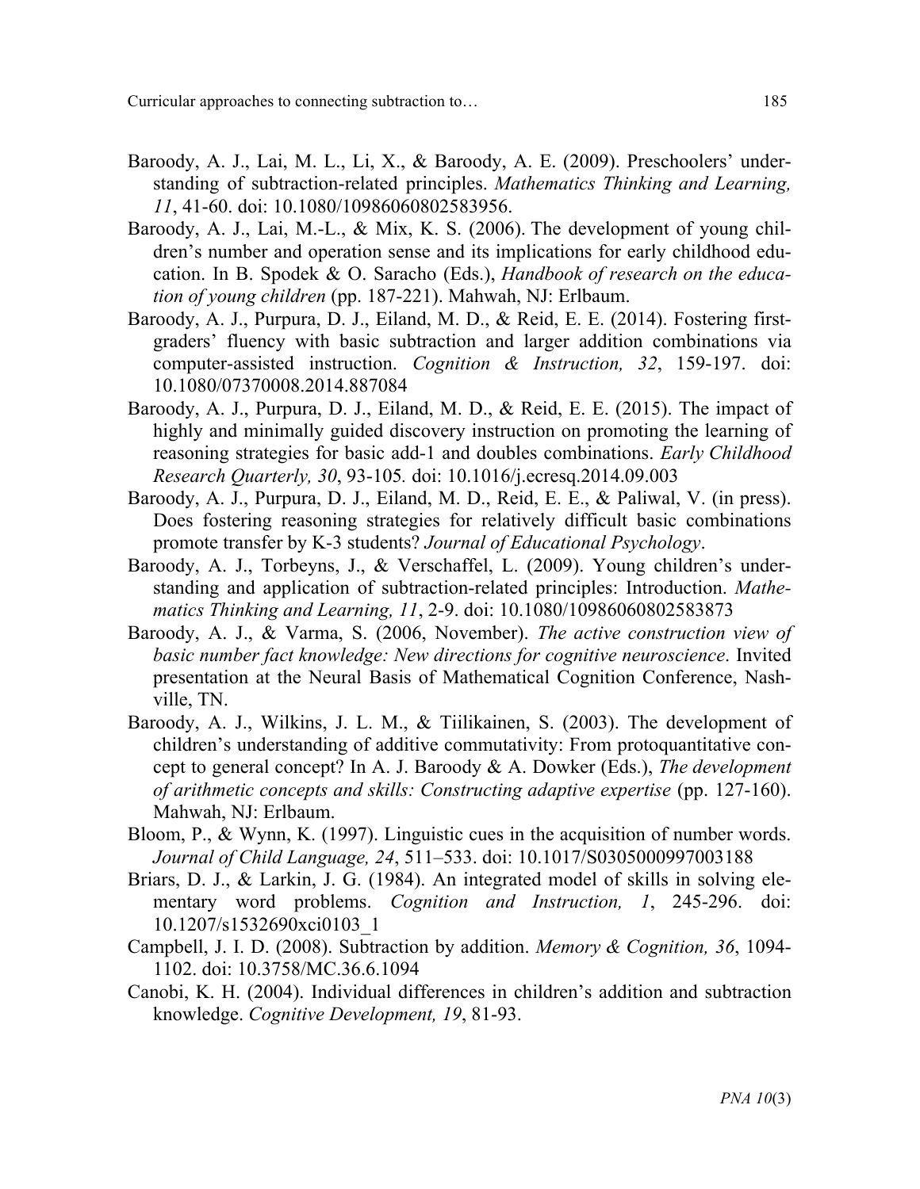Baroody, A. J., Lai, M. L., Li, X., & Baroody, A. E. (2009). Preschoolers' understanding of subtraction-related principles. *Mathematics Thinking and Learning, 11*, 41-60. doi: 10.1080/10986060802583956.

Baroody, A. J., Lai, M.-L., & Mix, K. S. (2006). The development of young children's number and operation sense and its implications for early childhood education. In B. Spodek & O. Saracho (Eds.), *Handbook of research on the education of young children* (pp. 187-221). Mahwah, NJ: Erlbaum.

Baroody, A. J., Purpura, D. J., Eiland, M. D., & Reid, E. E. (2014). Fostering first-graders' fluency with basic subtraction and larger addition combinations via computer-assisted instruction. *Cognition & Instruction, 32*, 159-197. doi: 10.1080/07370008.2014.887084

Baroody, A. J., Purpura, D. J., Eiland, M. D., & Reid, E. E. (2015). The impact of highly and minimally guided discovery instruction on promoting the learning of reasoning strategies for basic add-1 and doubles combinations. *Early Childhood Research Quarterly, 30*, 93-105. doi: 10.1016/j.ecresq.2014.09.003

Baroody, A. J., Purpura, D. J., Eiland, M. D., Reid, E. E., & Paliwal, V. (in press). Does fostering reasoning strategies for relatively difficult basic combinations promote transfer by K-3 students? *Journal of Educational Psychology*.

Baroody, A. J., Torbeyns, J., & Verschaffel, L. (2009). Young children's understanding and application of subtraction-related principles: Introduction. *Mathematics Thinking and Learning, 11*, 2-9. doi: 10.1080/10986060802583873

Baroody, A. J., & Varma, S. (2006, November). *The active construction view of basic number fact knowledge: New directions for cognitive neuroscience*. Invited presentation at the Neural Basis of Mathematical Cognition Conference, Nashville, TN.

Baroody, A. J., Wilkins, J. L. M., & Tiilikainen, S. (2003). The development of children's understanding of additive commutativity: From protoquantitative concept to general concept? In A. J. Baroody & A. Dowker (Eds.), *The development of arithmetic concepts and skills: Constructing adaptive expertise* (pp. 127-160). Mahwah, NJ: Erlbaum.

Bloom, P., & Wynn, K. (1997). Linguistic cues in the acquisition of number words. *Journal of Child Language, 24*, 511–533. doi: 10.1017/S0305000997003188

Briars, D. J., & Larkin, J. G. (1984). An integrated model of skills in solving elementary word problems. *Cognition and Instruction, 1*, 245-296. doi: 10.1207/s1532690xci0103_1

Campbell, J. I. D. (2008). Subtraction by addition. *Memory & Cognition, 36*, 1094-1102. doi: 10.3758/MC.36.6.1094

Canobi, K. H. (2004). Individual differences in children's addition and subtraction knowledge. *Cognitive Development, 19*, 81-93.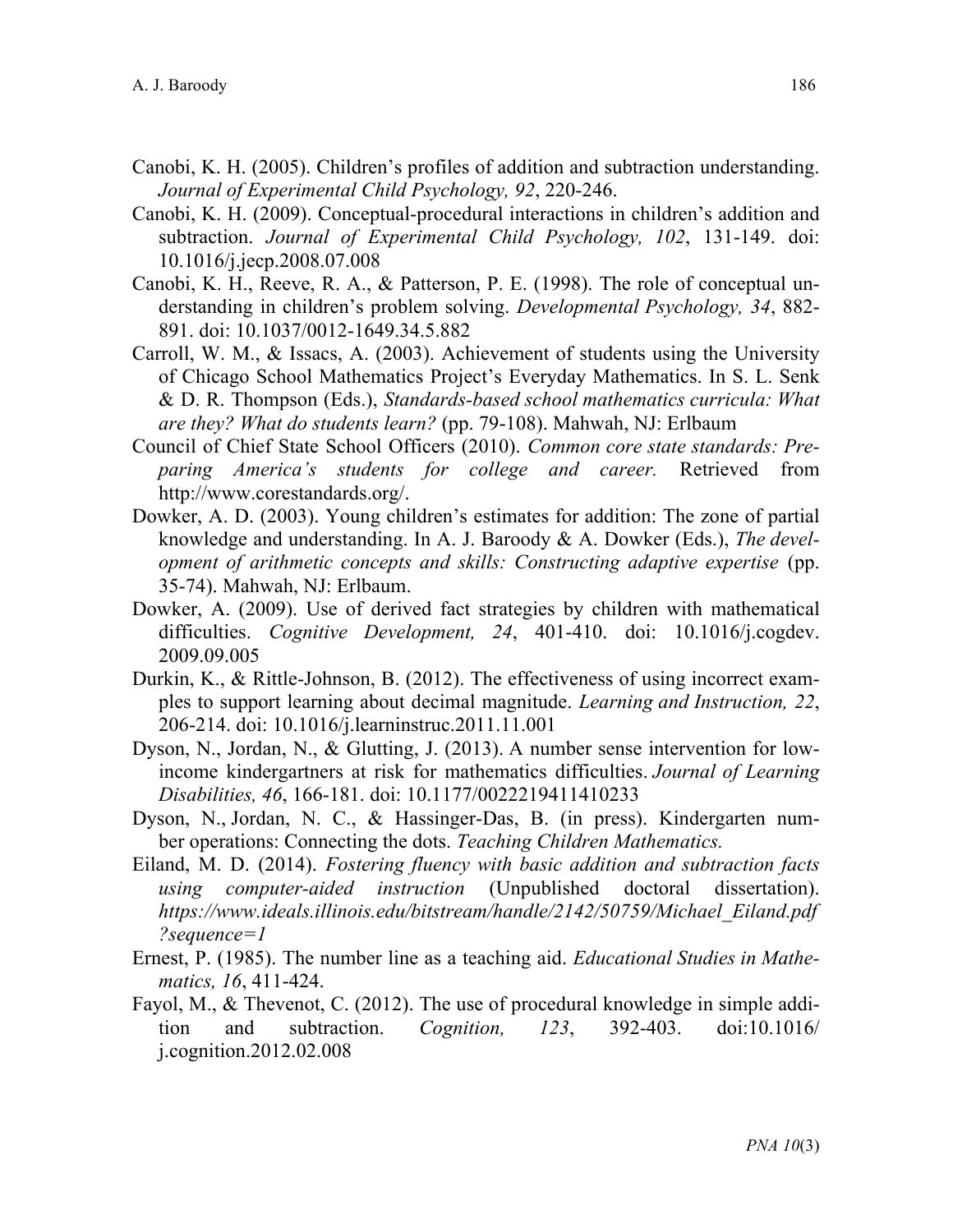Canobi, K. H. (2005). Children's profiles of addition and subtraction understanding. *Journal of Experimental Child Psychology, 92*, 220-246.

Canobi, K. H. (2009). Conceptual-procedural interactions in children's addition and subtraction. *Journal of Experimental Child Psychology, 102*, 131-149. doi: 10.1016/j.jecp.2008.07.008

Canobi, K. H., Reeve, R. A., & Patterson, P. E. (1998). The role of conceptual understanding in children's problem solving. *Developmental Psychology, 34*, 882-891. doi: 10.1037/0012-1649.34.5.882

Carroll, W. M., & Issacs, A. (2003). Achievement of students using the University of Chicago School Mathematics Project's Everyday Mathematics. In S. L. Senk & D. R. Thompson (Eds.), *Standards-based school mathematics curricula: What are they? What do students learn?* (pp. 79-108). Mahwah, NJ: Erlbaum

Council of Chief State School Officers (2010). *Common core state standards: Preparing America's students for college and career.* Retrieved from http://www.corestandards.org/.

Dowker, A. D. (2003). Young children's estimates for addition: The zone of partial knowledge and understanding. In A. J. Baroody & A. Dowker (Eds.), *The development of arithmetic concepts and skills: Constructing adaptive expertise* (pp. 35-74). Mahwah, NJ: Erlbaum.

Dowker, A. (2009). Use of derived fact strategies by children with mathematical difficulties. *Cognitive Development, 24*, 401-410. doi: 10.1016/j.cogdev.2009.09.005

Durkin, K., & Rittle-Johnson, B. (2012). The effectiveness of using incorrect examples to support learning about decimal magnitude. *Learning and Instruction, 22*, 206-214. doi: 10.1016/j.learninstruc.2011.11.001

Dyson, N., Jordan, N., & Glutting, J. (2013). A number sense intervention for low-income kindergartners at risk for mathematics difficulties. *Journal of Learning Disabilities, 46*, 166-181. doi: 10.1177/0022219411410233

Dyson, N., Jordan, N. C., & Hassinger-Das, B. (in press). Kindergarten number operations: Connecting the dots. *Teaching Children Mathematics.*

Eiland, M. D. (2014). *Fostering fluency with basic addition and subtraction facts using computer-aided instruction* (Unpublished doctoral dissertation). *https://www.ideals.illinois.edu/bitstream/handle/2142/50759/Michael_Eiland.pdf?sequence=1*

Ernest, P. (1985). The number line as a teaching aid. *Educational Studies in Mathematics, 16*, 411-424.

Fayol, M., & Thevenot, C. (2012). The use of procedural knowledge in simple addition and subtraction. *Cognition, 123*, 392-403. doi:10.1016/j.cognition.2012.02.008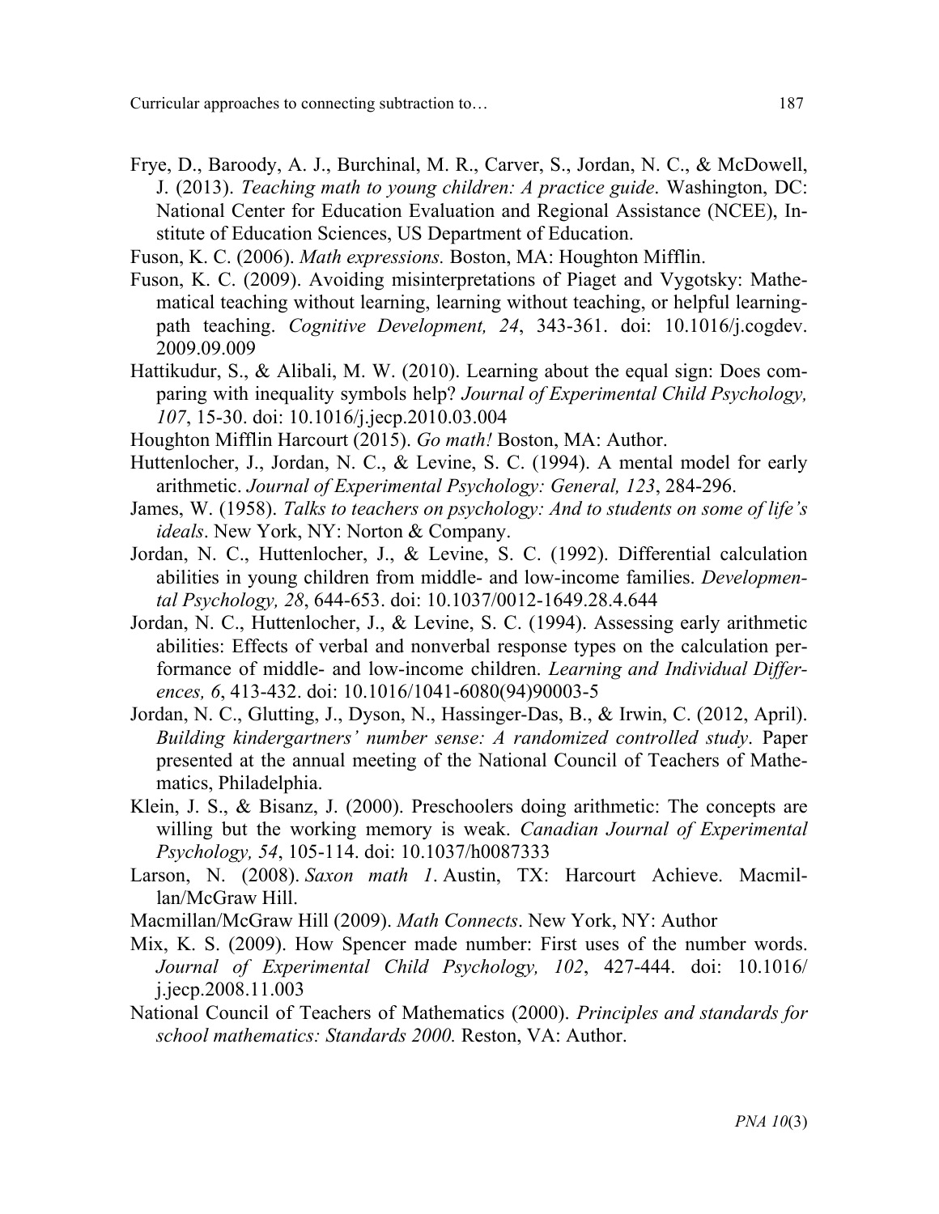Frye, D., Baroody, A. J., Burchinal, M. R., Carver, S., Jordan, N. C., & McDowell, J. (2013). *Teaching math to young children: A practice guide*. Washington, DC: National Center for Education Evaluation and Regional Assistance (NCEE), Institute of Education Sciences, US Department of Education.

Fuson, K. C. (2006). *Math expressions.* Boston, MA: Houghton Mifflin.

Fuson, K. C. (2009). Avoiding misinterpretations of Piaget and Vygotsky: Mathematical teaching without learning, learning without teaching, or helpful learning-path teaching. *Cognitive Development, 24*, 343-361. doi: 10.1016/j.cogdev.2009.09.009

Hattikudur, S., & Alibali, M. W. (2010). Learning about the equal sign: Does comparing with inequality symbols help? *Journal of Experimental Child Psychology, 107*, 15-30. doi: 10.1016/j.jecp.2010.03.004

Houghton Mifflin Harcourt (2015). *Go math!* Boston, MA: Author.

Huttenlocher, J., Jordan, N. C., & Levine, S. C. (1994). A mental model for early arithmetic. *Journal of Experimental Psychology: General, 123*, 284-296.

James, W. (1958). *Talks to teachers on psychology: And to students on some of life's ideals*. New York, NY: Norton & Company.

Jordan, N. C., Huttenlocher, J., & Levine, S. C. (1992). Differential calculation abilities in young children from middle- and low-income families. *Developmental Psychology, 28*, 644-653. doi: 10.1037/0012-1649.28.4.644

Jordan, N. C., Huttenlocher, J., & Levine, S. C. (1994). Assessing early arithmetic abilities: Effects of verbal and nonverbal response types on the calculation performance of middle- and low-income children. *Learning and Individual Differences, 6*, 413-432. doi: 10.1016/1041-6080(94)90003-5

Jordan, N. C., Glutting, J., Dyson, N., Hassinger-Das, B., & Irwin, C. (2012, April). *Building kindergartners' number sense: A randomized controlled study*. Paper presented at the annual meeting of the National Council of Teachers of Mathematics, Philadelphia.

Klein, J. S., & Bisanz, J. (2000). Preschoolers doing arithmetic: The concepts are willing but the working memory is weak. *Canadian Journal of Experimental Psychology, 54*, 105-114. doi: 10.1037/h0087333

Larson, N. (2008). *Saxon math 1*. Austin, TX: Harcourt Achieve. Macmillan/McGraw Hill.

Macmillan/McGraw Hill (2009). *Math Connects*. New York, NY: Author

Mix, K. S. (2009). How Spencer made number: First uses of the number words. *Journal of Experimental Child Psychology, 102*, 427-444. doi: 10.1016/j.jecp.2008.11.003

National Council of Teachers of Mathematics (2000). *Principles and standards for school mathematics: Standards 2000.* Reston, VA: Author.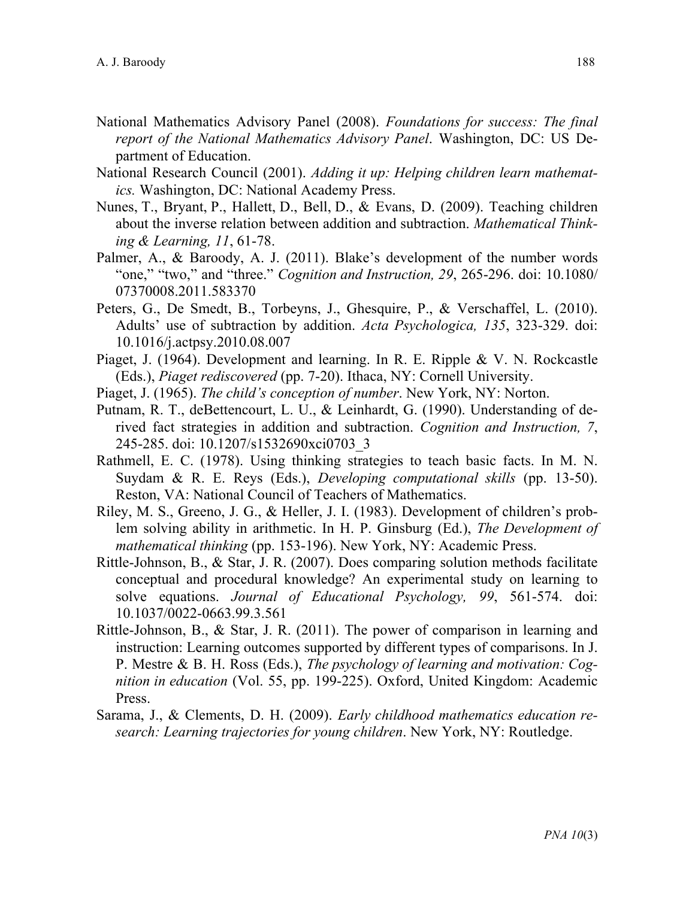National Mathematics Advisory Panel (2008). *Foundations for success: The final report of the National Mathematics Advisory Panel*. Washington, DC: US Department of Education.

National Research Council (2001). *Adding it up: Helping children learn mathematics.* Washington, DC: National Academy Press.

Nunes, T., Bryant, P., Hallett, D., Bell, D., & Evans, D. (2009). Teaching children about the inverse relation between addition and subtraction. *Mathematical Thinking & Learning, 11*, 61-78.

Palmer, A., & Baroody, A. J. (2011). Blake's development of the number words "one," "two," and "three." *Cognition and Instruction, 29*, 265-296. doi: 10.1080/07370008.2011.583370

Peters, G., De Smedt, B., Torbeyns, J., Ghesquire, P., & Verschaffel, L. (2010). Adults' use of subtraction by addition. *Acta Psychologica, 135*, 323-329. doi: 10.1016/j.actpsy.2010.08.007

Piaget, J. (1964). Development and learning. In R. E. Ripple & V. N. Rockcastle (Eds.), *Piaget rediscovered* (pp. 7-20). Ithaca, NY: Cornell University.

Piaget, J. (1965). *The child's conception of number*. New York, NY: Norton.

Putnam, R. T., deBettencourt, L. U., & Leinhardt, G. (1990). Understanding of derived fact strategies in addition and subtraction. *Cognition and Instruction, 7*, 245-285. doi: 10.1207/s1532690xci0703_3

Rathmell, E. C. (1978). Using thinking strategies to teach basic facts. In M. N. Suydam & R. E. Reys (Eds.), *Developing computational skills* (pp. 13-50). Reston, VA: National Council of Teachers of Mathematics.

Riley, M. S., Greeno, J. G., & Heller, J. I. (1983). Development of children's problem solving ability in arithmetic. In H. P. Ginsburg (Ed.), *The Development of mathematical thinking* (pp. 153-196). New York, NY: Academic Press.

Rittle-Johnson, B., & Star, J. R. (2007). Does comparing solution methods facilitate conceptual and procedural knowledge? An experimental study on learning to solve equations. *Journal of Educational Psychology, 99*, 561-574. doi: 10.1037/0022-0663.99.3.561

Rittle-Johnson, B., & Star, J. R. (2011). The power of comparison in learning and instruction: Learning outcomes supported by different types of comparisons. In J. P. Mestre & B. H. Ross (Eds.), *The psychology of learning and motivation: Cognition in education* (Vol. 55, pp. 199-225). Oxford, United Kingdom: Academic Press.

Sarama, J., & Clements, D. H. (2009). *Early childhood mathematics education research: Learning trajectories for young children*. New York, NY: Routledge.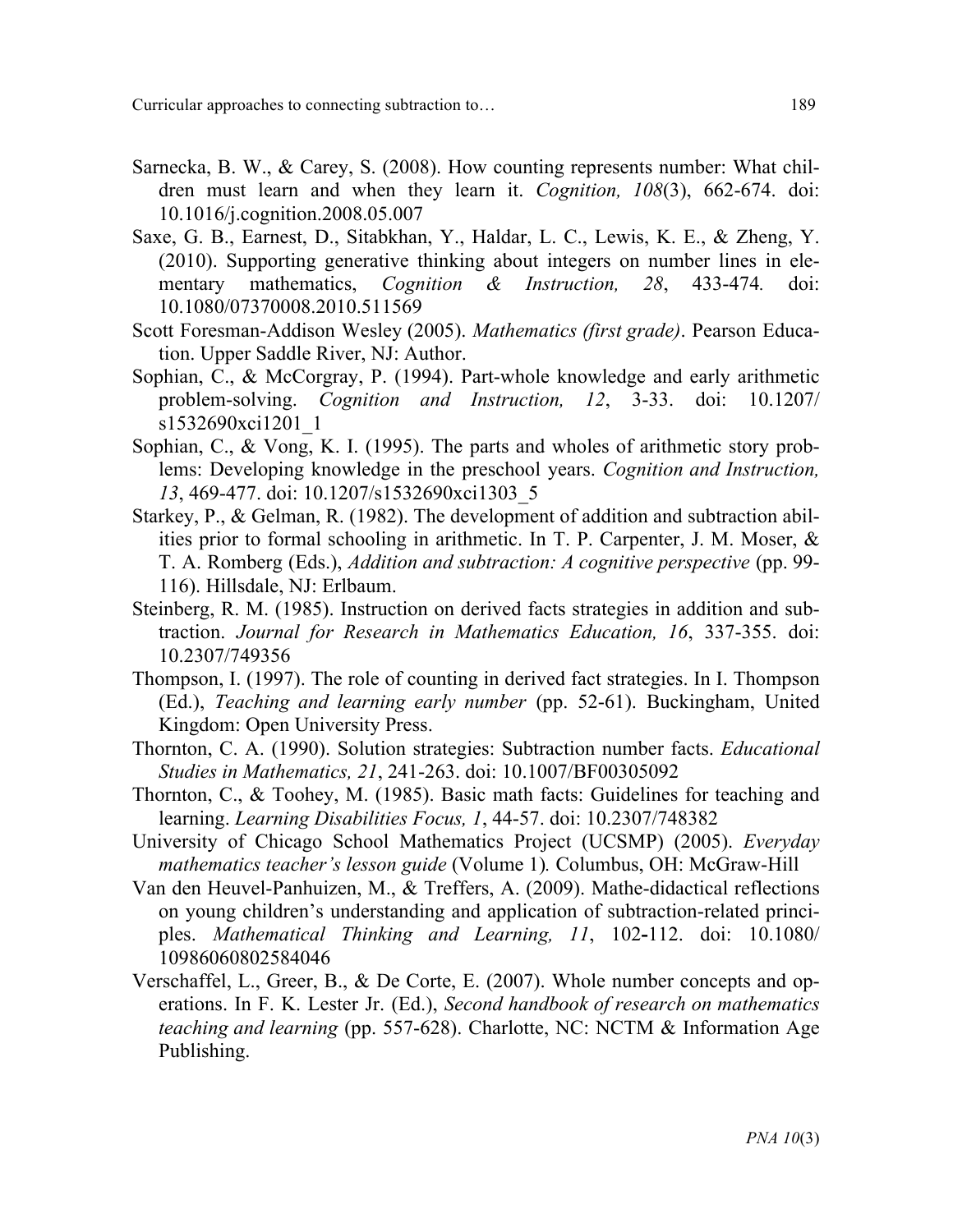Sarnecka, B. W., & Carey, S. (2008). How counting represents number: What children must learn and when they learn it. *Cognition, 108*(3), 662-674. doi: 10.1016/j.cognition.2008.05.007

Saxe, G. B., Earnest, D., Sitabkhan, Y., Haldar, L. C., Lewis, K. E., & Zheng, Y. (2010). Supporting generative thinking about integers on number lines in elementary mathematics, *Cognition & Instruction, 28*, 433-474. doi: 10.1080/07370008.2010.511569

Scott Foresman-Addison Wesley (2005). *Mathematics (first grade)*. Pearson Education. Upper Saddle River, NJ: Author.

Sophian, C., & McCorgray, P. (1994). Part-whole knowledge and early arithmetic problem-solving. *Cognition and Instruction, 12*, 3-33. doi: 10.1207/s1532690xci1201_1

Sophian, C., & Vong, K. I. (1995). The parts and wholes of arithmetic story problems: Developing knowledge in the preschool years. *Cognition and Instruction, 13*, 469-477. doi: 10.1207/s1532690xci1303_5

Starkey, P., & Gelman, R. (1982). The development of addition and subtraction abilities prior to formal schooling in arithmetic. In T. P. Carpenter, J. M. Moser, & T. A. Romberg (Eds.), *Addition and subtraction: A cognitive perspective* (pp. 99-116). Hillsdale, NJ: Erlbaum.

Steinberg, R. M. (1985). Instruction on derived facts strategies in addition and subtraction. *Journal for Research in Mathematics Education, 16*, 337-355. doi: 10.2307/749356

Thompson, I. (1997). The role of counting in derived fact strategies. In I. Thompson (Ed.), *Teaching and learning early number* (pp. 52-61). Buckingham, United Kingdom: Open University Press.

Thornton, C. A. (1990). Solution strategies: Subtraction number facts. *Educational Studies in Mathematics, 21*, 241-263. doi: 10.1007/BF00305092

Thornton, C., & Toohey, M. (1985). Basic math facts: Guidelines for teaching and learning. *Learning Disabilities Focus, 1*, 44-57. doi: 10.2307/748382

University of Chicago School Mathematics Project (UCSMP) (2005). *Everyday mathematics teacher's lesson guide* (Volume 1). Columbus, OH: McGraw-Hill

Van den Heuvel-Panhuizen, M., & Treffers, A. (2009). Mathe-didactical reflections on young children's understanding and application of subtraction-related principles. *Mathematical Thinking and Learning, 11*, 102-112. doi: 10.1080/10986060802584046

Verschaffel, L., Greer, B., & De Corte, E. (2007). Whole number concepts and operations. In F. K. Lester Jr. (Ed.), *Second handbook of research on mathematics teaching and learning* (pp. 557-628). Charlotte, NC: NCTM & Information Age Publishing.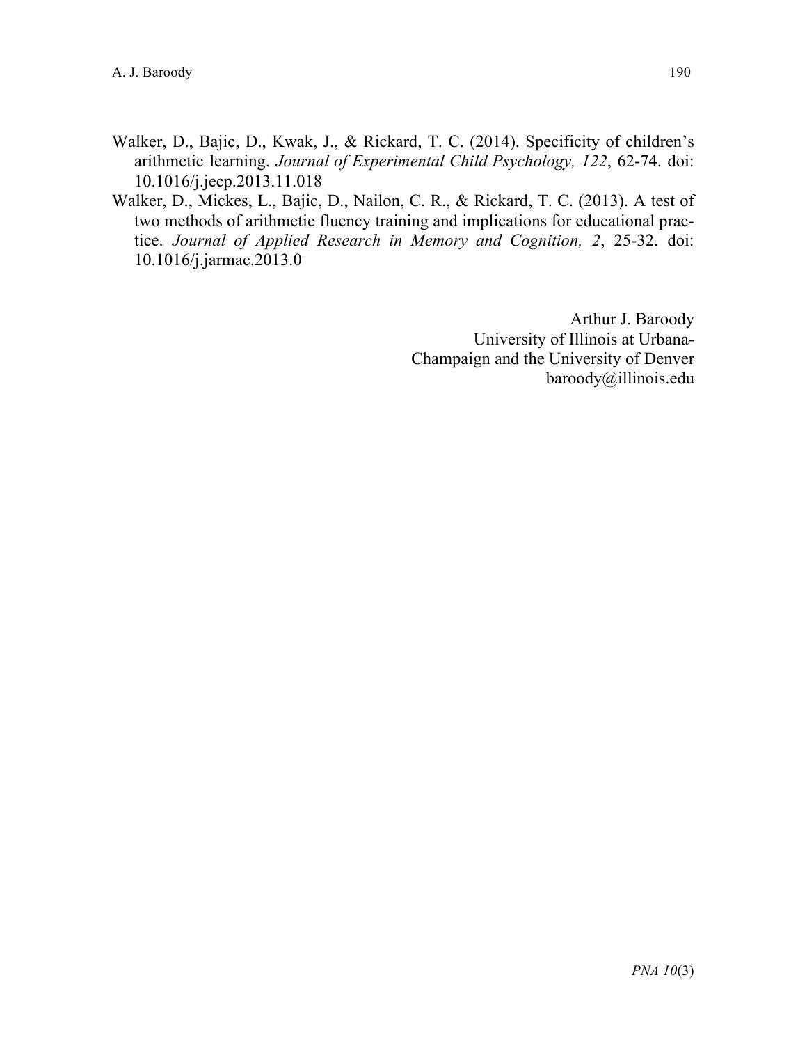Walker, D., Bajic, D., Kwak, J., & Rickard, T. C. (2014). Specificity of children's arithmetic learning. *Journal of Experimental Child Psychology, 122*, 62-74. doi: 10.1016/j.jecp.2013.11.018

Walker, D., Mickes, L., Bajic, D., Nailon, C. R., & Rickard, T. C. (2013). A test of two methods of arithmetic fluency training and implications for educational practice. *Journal of Applied Research in Memory and Cognition, 2*, 25-32. doi: 10.1016/j.jarmac.2013.0

Arthur J. Baroody
University of Illinois at Urbana-Champaign and the University of Denver
baroody@illinois.edu